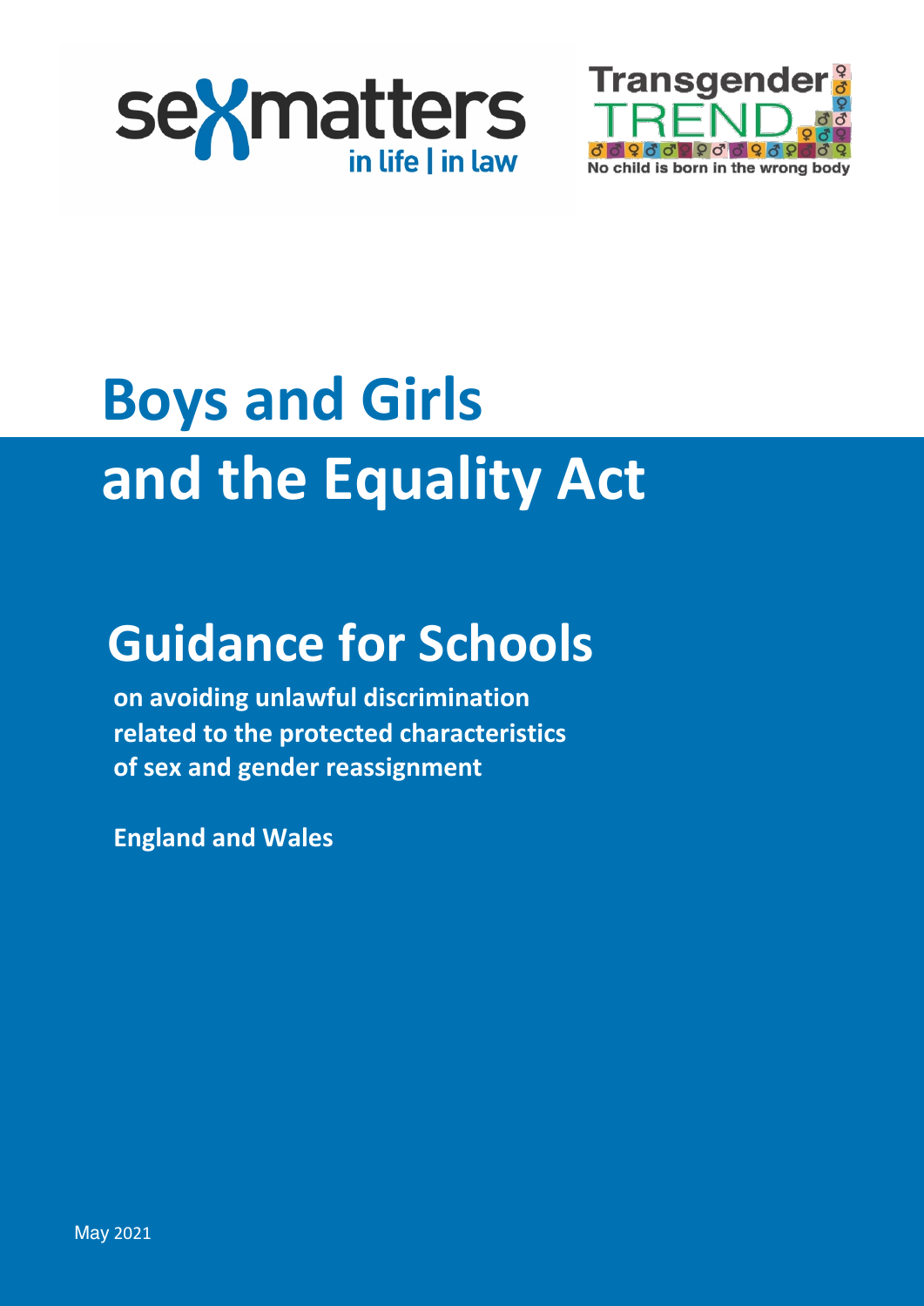sexmatters in life | in law

Transgender TREND No child is born in the wrong body

# Boys and Girls and the Equality Act

## Guidance for Schools

**on avoiding unlawful discrimination related to the protected characteristics of sex and gender reassignment**

**England and Wales**

May 2021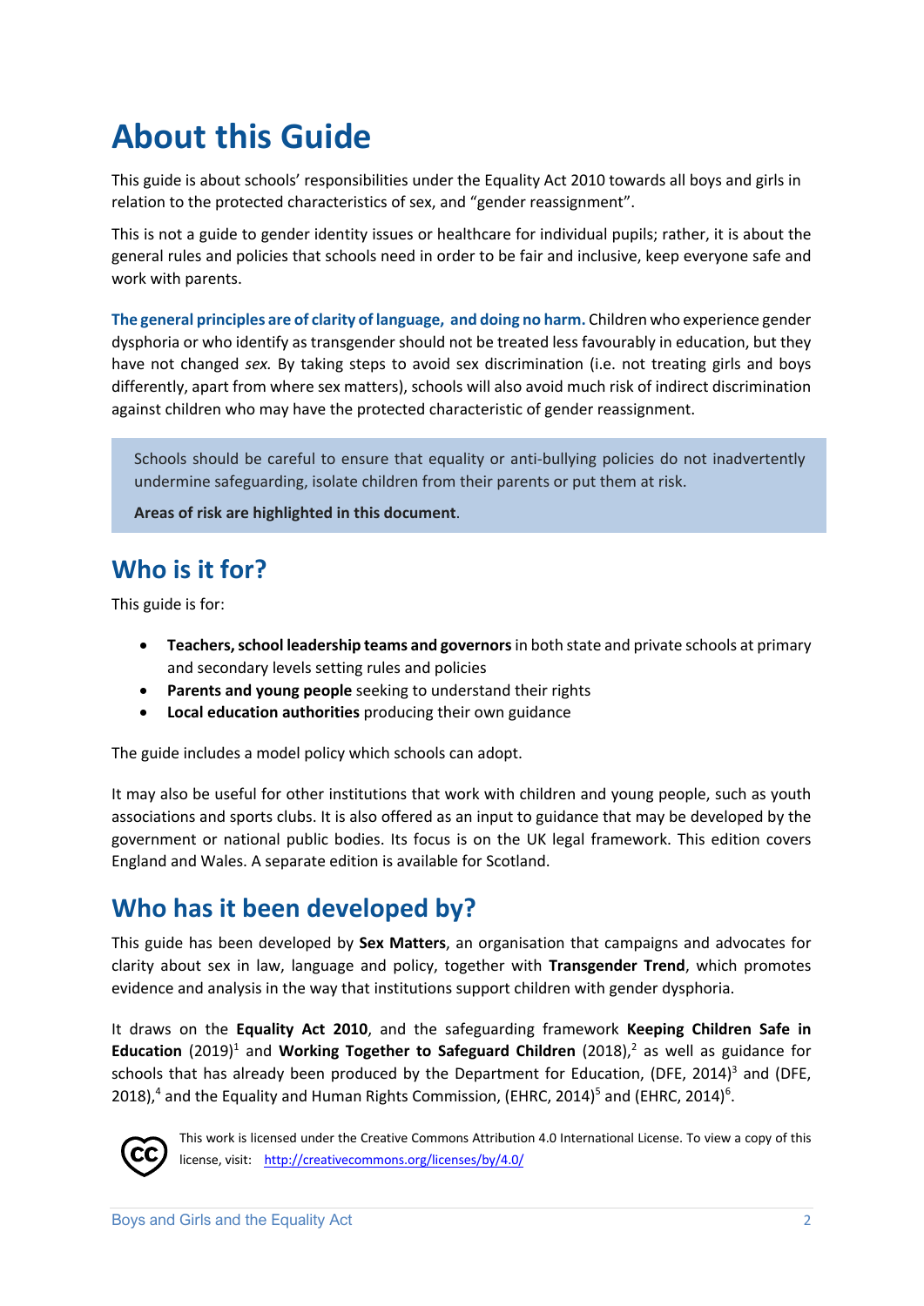# About this Guide

This guide is about schools' responsibilities under the Equality Act 2010 towards all boys and girls in relation to the protected characteristics of sex, and "gender reassignment".

This is not a guide to gender identity issues or healthcare for individual pupils; rather, it is about the general rules and policies that schools need in order to be fair and inclusive, keep everyone safe and work with parents.

**The general principles are of clarity of language, and doing no harm.** Children who experience gender dysphoria or who identify as transgender should not be treated less favourably in education, but they have not changed *sex.* By taking steps to avoid sex discrimination (i.e. not treating girls and boys differently, apart from where sex matters), schools will also avoid much risk of indirect discrimination against children who may have the protected characteristic of gender reassignment.

> Schools should be careful to ensure that equality or anti-bullying policies do not inadvertently undermine safeguarding, isolate children from their parents or put them at risk.
>
> **Areas of risk are highlighted in this document**.

## Who is it for?

This guide is for:

- **Teachers, school leadership teams and governors** in both state and private schools at primary and secondary levels setting rules and policies
- **Parents and young people** seeking to understand their rights
- **Local education authorities** producing their own guidance

The guide includes a model policy which schools can adopt.

It may also be useful for other institutions that work with children and young people, such as youth associations and sports clubs. It is also offered as an input to guidance that may be developed by the government or national public bodies. Its focus is on the UK legal framework. This edition covers England and Wales. A separate edition is available for Scotland.

## Who has it been developed by?

This guide has been developed by **Sex Matters**, an organisation that campaigns and advocates for clarity about sex in law, language and policy, together with **Transgender Trend**, which promotes evidence and analysis in the way that institutions support children with gender dysphoria.

It draws on the **Equality Act 2010**, and the safeguarding framework **Keeping Children Safe in Education** (2019)[1] and **Working Together to Safeguard Children** (2018),[2] as well as guidance for schools that has already been produced by the Department for Education, (DFE, 2014)[3] and (DFE, 2018),[4] and the Equality and Human Rights Commission, (EHRC, 2014)[5] and (EHRC, 2014)[6].

This work is licensed under the Creative Commons Attribution 4.0 International License. To view a copy of this license, visit: http://creativecommons.org/licenses/by/4.0/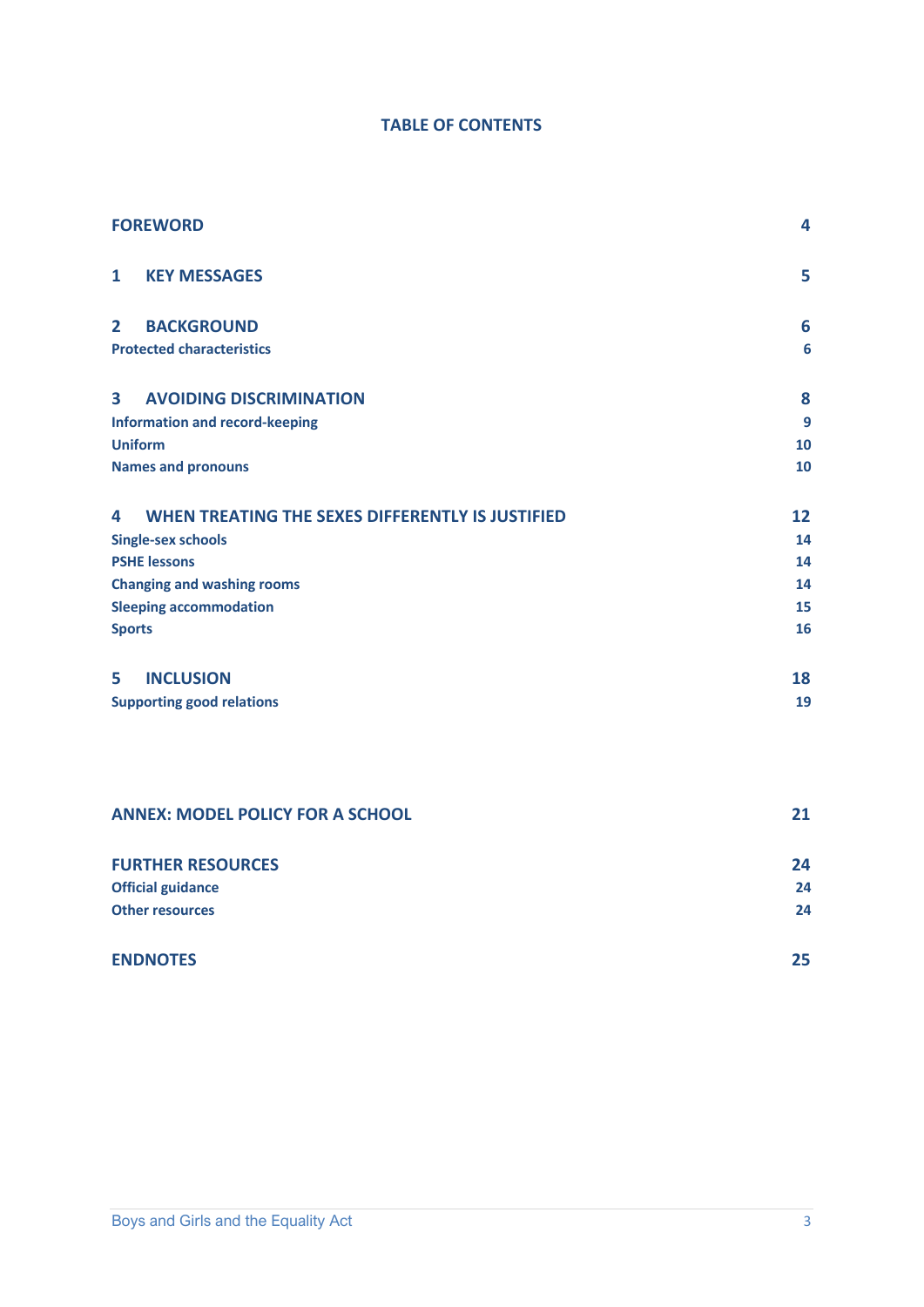# TABLE OF CONTENTS

| | |
|---|---|
| **FOREWORD** | **4** |
| **1 KEY MESSAGES** | **5** |
| **2 BACKGROUND** | **6** |
| **Protected characteristics** | **6** |
| **3 AVOIDING DISCRIMINATION** | **8** |
| **Information and record-keeping** | **9** |
| **Uniform** | **10** |
| **Names and pronouns** | **10** |
| **4 WHEN TREATING THE SEXES DIFFERENTLY IS JUSTIFIED** | **12** |
| **Single-sex schools** | **14** |
| **PSHE lessons** | **14** |
| **Changing and washing rooms** | **14** |
| **Sleeping accommodation** | **15** |
| **Sports** | **16** |
| **5 INCLUSION** | **18** |
| **Supporting good relations** | **19** |
| **ANNEX: MODEL POLICY FOR A SCHOOL** | **21** |
| **FURTHER RESOURCES** | **24** |
| **Official guidance** | **24** |
| **Other resources** | **24** |
| **ENDNOTES** | **25** |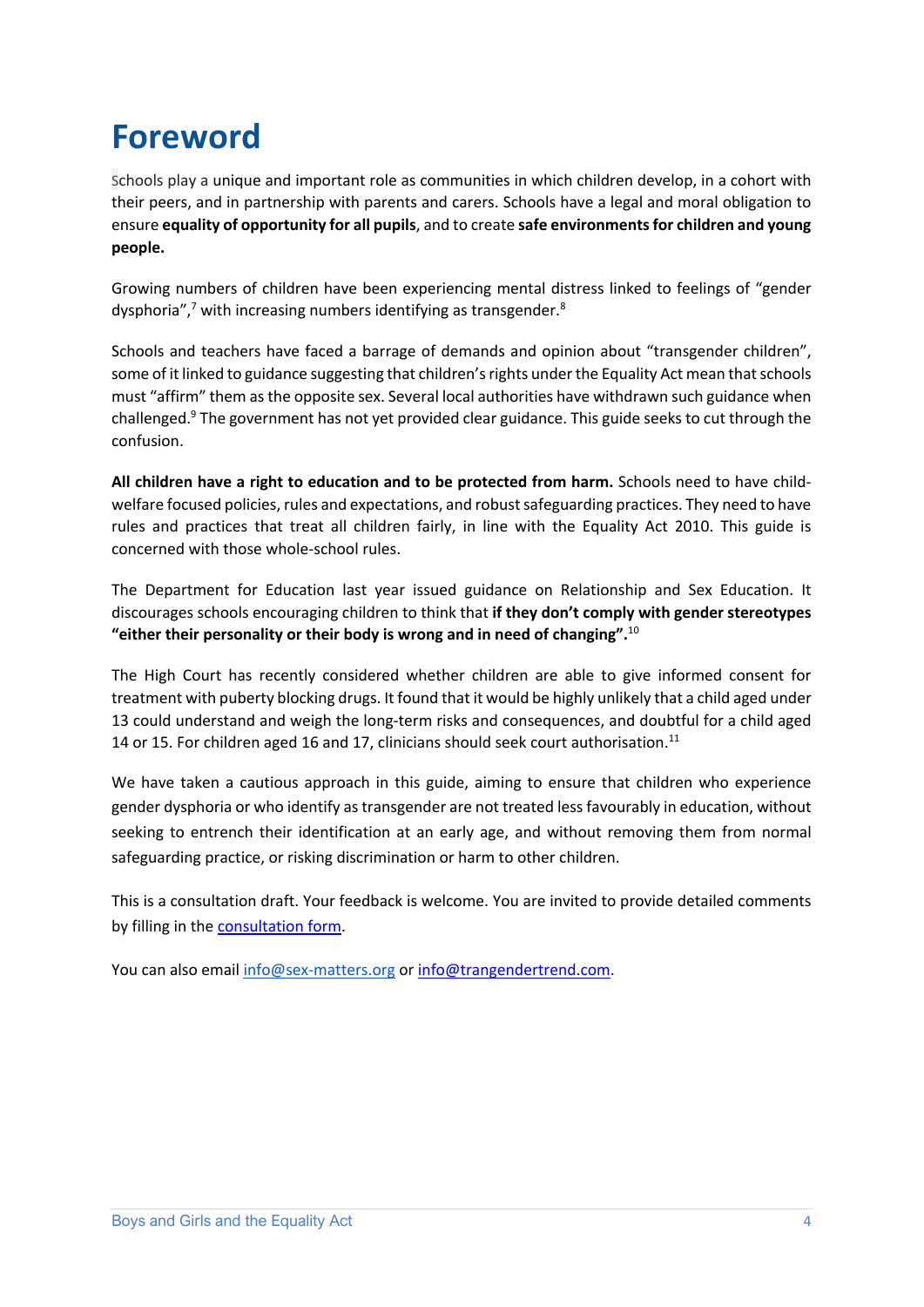# Foreword

Schools play a unique and important role as communities in which children develop, in a cohort with their peers, and in partnership with parents and carers. Schools have a legal and moral obligation to ensure **equality of opportunity for all pupils**, and to create **safe environments for children and young people.**

Growing numbers of children have been experiencing mental distress linked to feelings of "gender dysphoria",[7] with increasing numbers identifying as transgender.[8]

Schools and teachers have faced a barrage of demands and opinion about "transgender children", some of it linked to guidance suggesting that children's rights under the Equality Act mean that schools must "affirm" them as the opposite sex. Several local authorities have withdrawn such guidance when challenged.[9] The government has not yet provided clear guidance. This guide seeks to cut through the confusion.

**All children have a right to education and to be protected from harm.** Schools need to have child-welfare focused policies, rules and expectations, and robust safeguarding practices. They need to have rules and practices that treat all children fairly, in line with the Equality Act 2010. This guide is concerned with those whole-school rules.

The Department for Education last year issued guidance on Relationship and Sex Education. It discourages schools encouraging children to think that **if they don't comply with gender stereotypes "either their personality or their body is wrong and in need of changing".**[10]

The High Court has recently considered whether children are able to give informed consent for treatment with puberty blocking drugs. It found that it would be highly unlikely that a child aged under 13 could understand and weigh the long-term risks and consequences, and doubtful for a child aged 14 or 15. For children aged 16 and 17, clinicians should seek court authorisation.[11]

We have taken a cautious approach in this guide, aiming to ensure that children who experience gender dysphoria or who identify as transgender are not treated less favourably in education, without seeking to entrench their identification at an early age, and without removing them from normal safeguarding practice, or risking discrimination or harm to other children.

This is a consultation draft. Your feedback is welcome. You are invited to provide detailed comments by filling in the consultation form.

You can also email info@sex-matters.org or info@trangendertrend.com.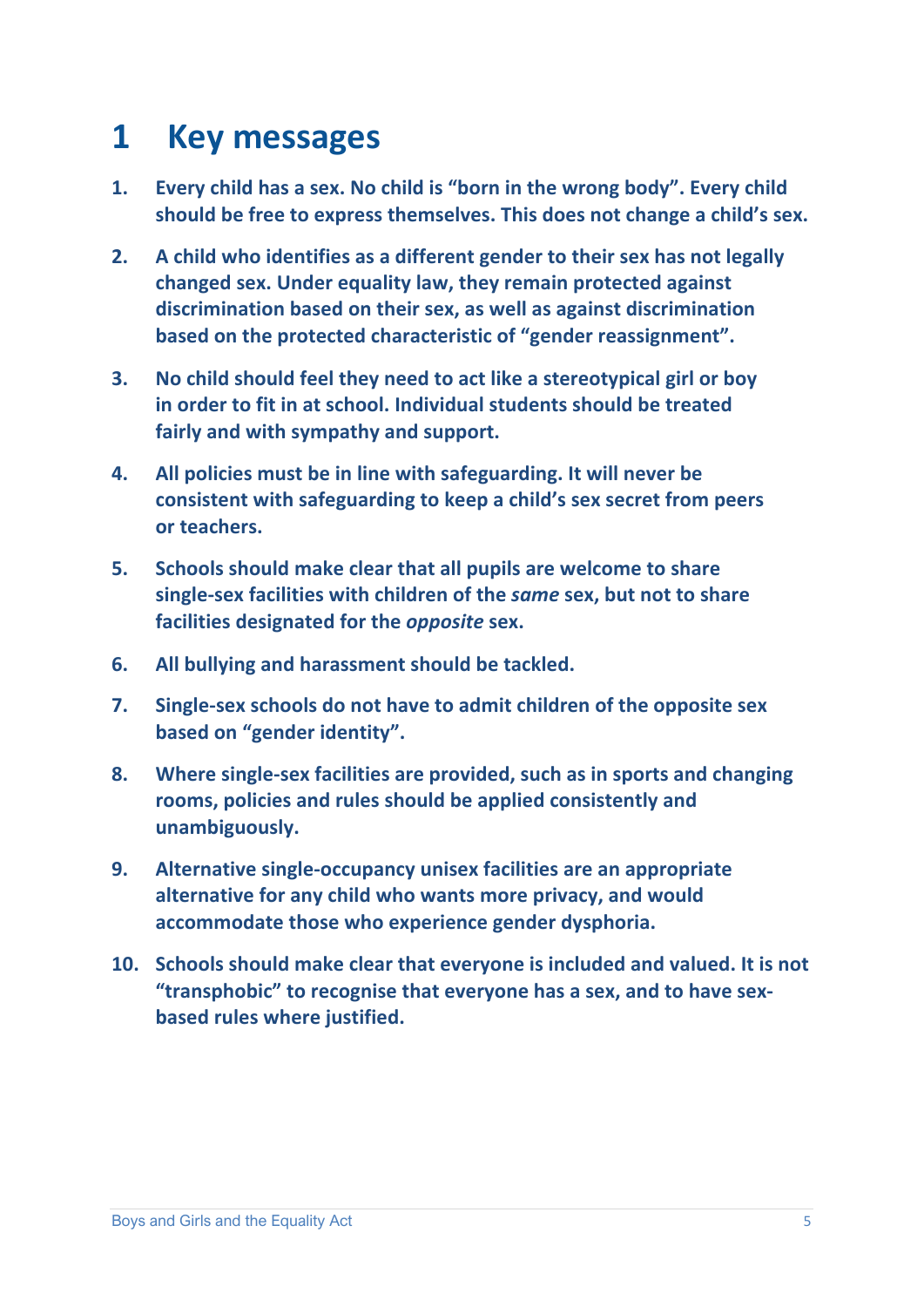# 1 Key messages

1. **Every child has a sex. No child is "born in the wrong body". Every child should be free to express themselves. This does not change a child's sex.**

2. **A child who identifies as a different gender to their sex has not legally changed sex. Under equality law, they remain protected against discrimination based on their sex, as well as against discrimination based on the protected characteristic of "gender reassignment".**

3. **No child should feel they need to act like a stereotypical girl or boy in order to fit in at school. Individual students should be treated fairly and with sympathy and support.**

4. **All policies must be in line with safeguarding. It will never be consistent with safeguarding to keep a child's sex secret from peers or teachers.**

5. **Schools should make clear that all pupils are welcome to share single-sex facilities with children of the *same* sex, but not to share facilities designated for the *opposite* sex.**

6. **All bullying and harassment should be tackled.**

7. **Single-sex schools do not have to admit children of the opposite sex based on "gender identity".**

8. **Where single-sex facilities are provided, such as in sports and changing rooms, policies and rules should be applied consistently and unambiguously.**

9. **Alternative single-occupancy unisex facilities are an appropriate alternative for any child who wants more privacy, and would accommodate those who experience gender dysphoria.**

10. **Schools should make clear that everyone is included and valued. It is not "transphobic" to recognise that everyone has a sex, and to have sex-based rules where justified.**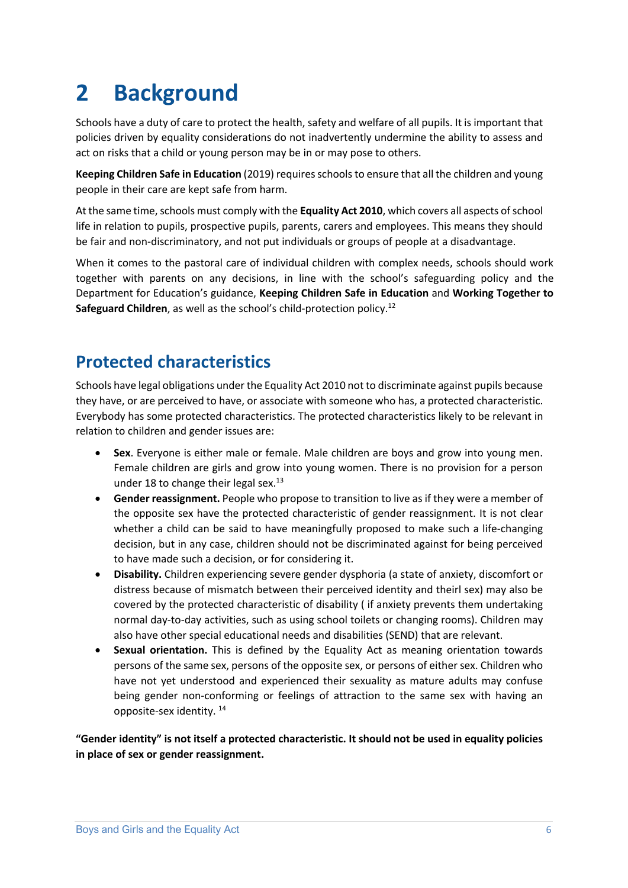# 2 Background

Schools have a duty of care to protect the health, safety and welfare of all pupils. It is important that policies driven by equality considerations do not inadvertently undermine the ability to assess and act on risks that a child or young person may be in or may pose to others.

**Keeping Children Safe in Education** (2019) requires schools to ensure that all the children and young people in their care are kept safe from harm.

At the same time, schools must comply with the **Equality Act 2010**, which covers all aspects of school life in relation to pupils, prospective pupils, parents, carers and employees. This means they should be fair and non-discriminatory, and not put individuals or groups of people at a disadvantage.

When it comes to the pastoral care of individual children with complex needs, schools should work together with parents on any decisions, in line with the school's safeguarding policy and the Department for Education's guidance, **Keeping Children Safe in Education** and **Working Together to Safeguard Children**, as well as the school's child-protection policy.[12]

## Protected characteristics

Schools have legal obligations under the Equality Act 2010 not to discriminate against pupils because they have, or are perceived to have, or associate with someone who has, a protected characteristic. Everybody has some protected characteristics. The protected characteristics likely to be relevant in relation to children and gender issues are:

- **Sex**. Everyone is either male or female. Male children are boys and grow into young men. Female children are girls and grow into young women. There is no provision for a person under 18 to change their legal sex.[13]
- **Gender reassignment.** People who propose to transition to live as if they were a member of the opposite sex have the protected characteristic of gender reassignment. It is not clear whether a child can be said to have meaningfully proposed to make such a life-changing decision, but in any case, children should not be discriminated against for being perceived to have made such a decision, or for considering it.
- **Disability.** Children experiencing severe gender dysphoria (a state of anxiety, discomfort or distress because of mismatch between their perceived identity and theirl sex) may also be covered by the protected characteristic of disability ( if anxiety prevents them undertaking normal day-to-day activities, such as using school toilets or changing rooms). Children may also have other special educational needs and disabilities (SEND) that are relevant.
- **Sexual orientation.** This is defined by the Equality Act as meaning orientation towards persons of the same sex, persons of the opposite sex, or persons of either sex. Children who have not yet understood and experienced their sexuality as mature adults may confuse being gender non-conforming or feelings of attraction to the same sex with having an opposite-sex identity.[14]

**"Gender identity" is not itself a protected characteristic. It should not be used in equality policies in place of sex or gender reassignment.**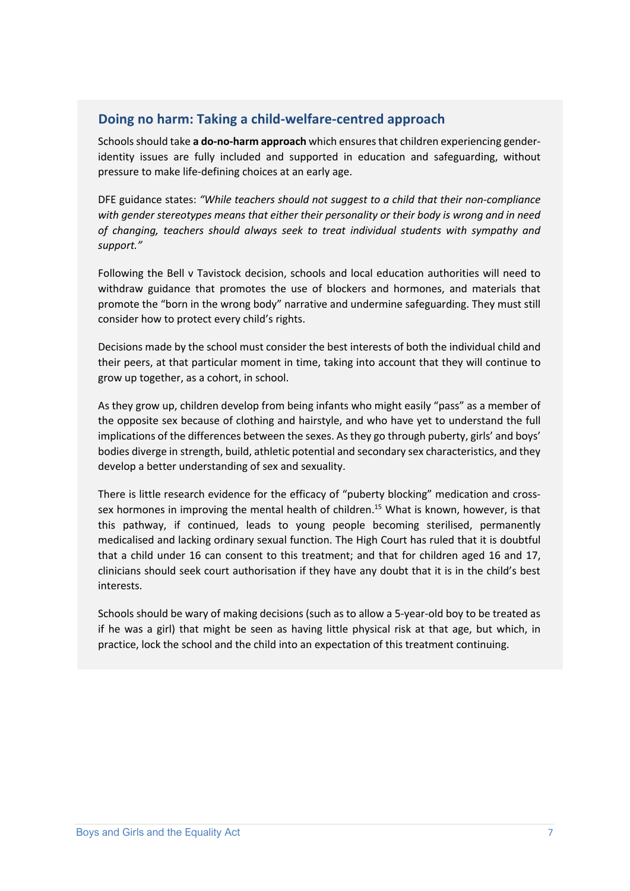## Doing no harm: Taking a child-welfare-centred approach

Schools should take **a do-no-harm approach** which ensures that children experiencing gender-identity issues are fully included and supported in education and safeguarding, without pressure to make life-defining choices at an early age.

DFE guidance states: *"While teachers should not suggest to a child that their non-compliance with gender stereotypes means that either their personality or their body is wrong and in need of changing, teachers should always seek to treat individual students with sympathy and support."*

Following the Bell v Tavistock decision, schools and local education authorities will need to withdraw guidance that promotes the use of blockers and hormones, and materials that promote the "born in the wrong body" narrative and undermine safeguarding. They must still consider how to protect every child's rights.

Decisions made by the school must consider the best interests of both the individual child and their peers, at that particular moment in time, taking into account that they will continue to grow up together, as a cohort, in school.

As they grow up, children develop from being infants who might easily "pass" as a member of the opposite sex because of clothing and hairstyle, and who have yet to understand the full implications of the differences between the sexes. As they go through puberty, girls' and boys' bodies diverge in strength, build, athletic potential and secondary sex characteristics, and they develop a better understanding of sex and sexuality.

There is little research evidence for the efficacy of "puberty blocking" medication and cross-sex hormones in improving the mental health of children.[15] What is known, however, is that this pathway, if continued, leads to young people becoming sterilised, permanently medicalised and lacking ordinary sexual function. The High Court has ruled that it is doubtful that a child under 16 can consent to this treatment; and that for children aged 16 and 17, clinicians should seek court authorisation if they have any doubt that it is in the child's best interests.

Schools should be wary of making decisions (such as to allow a 5-year-old boy to be treated as if he was a girl) that might be seen as having little physical risk at that age, but which, in practice, lock the school and the child into an expectation of this treatment continuing.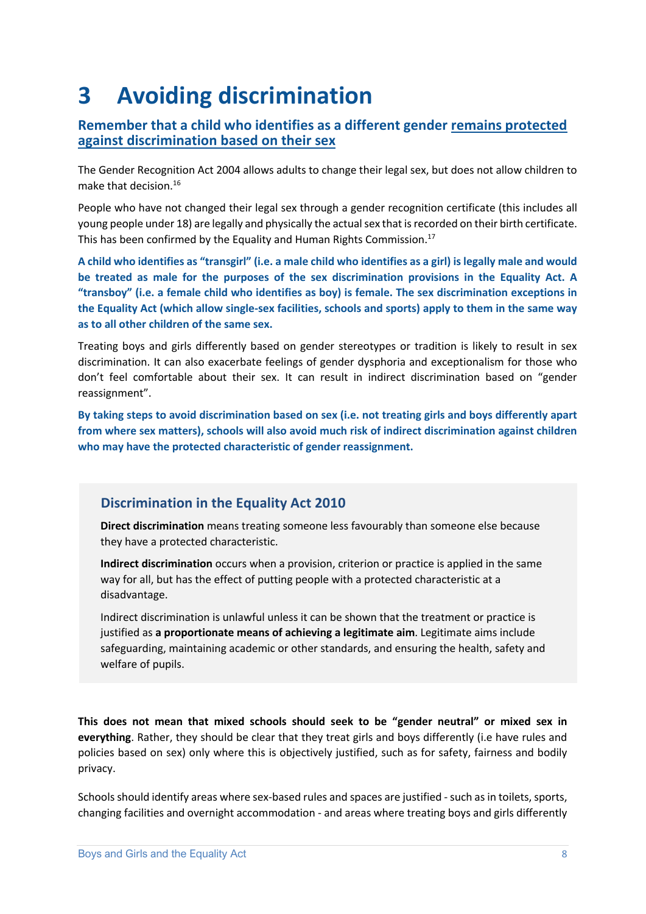# 3 Avoiding discrimination

## Remember that a child who identifies as a different gender <u>remains protected against discrimination based on their sex</u>

The Gender Recognition Act 2004 allows adults to change their legal sex, but does not allow children to make that decision.[16]

People who have not changed their legal sex through a gender recognition certificate (this includes all young people under 18) are legally and physically the actual sex that is recorded on their birth certificate. This has been confirmed by the Equality and Human Rights Commission.[17]

**A child who identifies as "transgirl" (i.e. a male child who identifies as a girl) is legally male and would be treated as male for the purposes of the sex discrimination provisions in the Equality Act. A "transboy" (i.e. a female child who identifies as boy) is female. The sex discrimination exceptions in the Equality Act (which allow single-sex facilities, schools and sports) apply to them in the same way as to all other children of the same sex.**

Treating boys and girls differently based on gender stereotypes or tradition is likely to result in sex discrimination. It can also exacerbate feelings of gender dysphoria and exceptionalism for those who don't feel comfortable about their sex. It can result in indirect discrimination based on "gender reassignment".

**By taking steps to avoid discrimination based on sex (i.e. not treating girls and boys differently apart from where sex matters), schools will also avoid much risk of indirect discrimination against children who may have the protected characteristic of gender reassignment.**

### Discrimination in the Equality Act 2010

**Direct discrimination** means treating someone less favourably than someone else because they have a protected characteristic.

**Indirect discrimination** occurs when a provision, criterion or practice is applied in the same way for all, but has the effect of putting people with a protected characteristic at a disadvantage.

Indirect discrimination is unlawful unless it can be shown that the treatment or practice is justified as **a proportionate means of achieving a legitimate aim**. Legitimate aims include safeguarding, maintaining academic or other standards, and ensuring the health, safety and welfare of pupils.

**This does not mean that mixed schools should seek to be "gender neutral" or mixed sex in everything**. Rather, they should be clear that they treat girls and boys differently (i.e have rules and policies based on sex) only where this is objectively justified, such as for safety, fairness and bodily privacy.

Schools should identify areas where sex-based rules and spaces are justified - such as in toilets, sports, changing facilities and overnight accommodation - and areas where treating boys and girls differently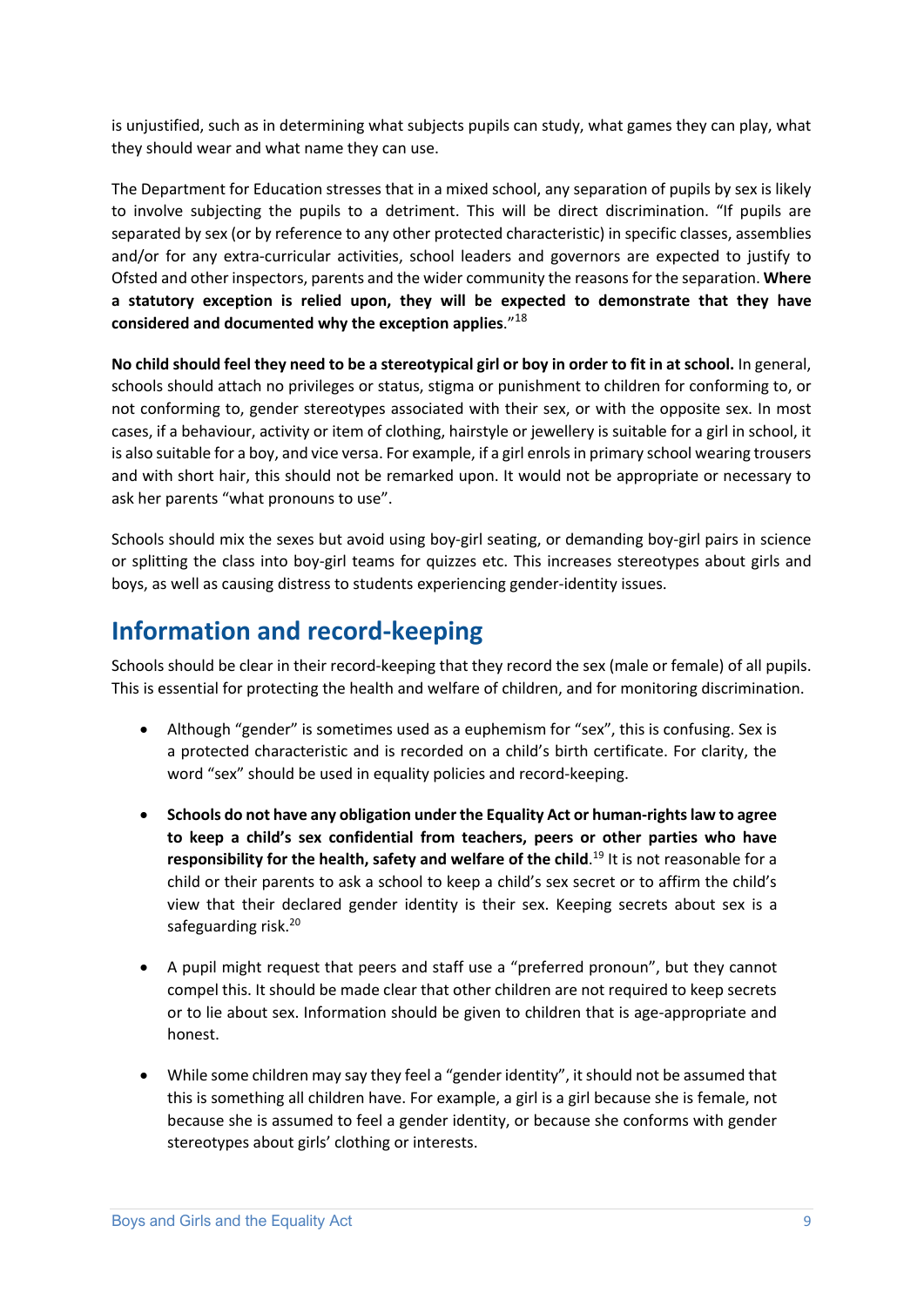is unjustified, such as in determining what subjects pupils can study, what games they can play, what they should wear and what name they can use.

The Department for Education stresses that in a mixed school, any separation of pupils by sex is likely to involve subjecting the pupils to a detriment. This will be direct discrimination. "If pupils are separated by sex (or by reference to any other protected characteristic) in specific classes, assemblies and/or for any extra-curricular activities, school leaders and governors are expected to justify to Ofsted and other inspectors, parents and the wider community the reasons for the separation. **Where a statutory exception is relied upon, they will be expected to demonstrate that they have considered and documented why the exception applies**."[18]

**No child should feel they need to be a stereotypical girl or boy in order to fit in at school.** In general, schools should attach no privileges or status, stigma or punishment to children for conforming to, or not conforming to, gender stereotypes associated with their sex, or with the opposite sex. In most cases, if a behaviour, activity or item of clothing, hairstyle or jewellery is suitable for a girl in school, it is also suitable for a boy, and vice versa. For example, if a girl enrols in primary school wearing trousers and with short hair, this should not be remarked upon. It would not be appropriate or necessary to ask her parents "what pronouns to use".

Schools should mix the sexes but avoid using boy-girl seating, or demanding boy-girl pairs in science or splitting the class into boy-girl teams for quizzes etc. This increases stereotypes about girls and boys, as well as causing distress to students experiencing gender-identity issues.

## Information and record-keeping

Schools should be clear in their record-keeping that they record the sex (male or female) of all pupils. This is essential for protecting the health and welfare of children, and for monitoring discrimination.

- Although "gender" is sometimes used as a euphemism for "sex", this is confusing. Sex is a protected characteristic and is recorded on a child's birth certificate. For clarity, the word "sex" should be used in equality policies and record-keeping.

- **Schools do not have any obligation under the Equality Act or human-rights law to agree to keep a child's sex confidential from teachers, peers or other parties who have responsibility for the health, safety and welfare of the child**.[19] It is not reasonable for a child or their parents to ask a school to keep a child's sex secret or to affirm the child's view that their declared gender identity is their sex. Keeping secrets about sex is a safeguarding risk.[20]

- A pupil might request that peers and staff use a "preferred pronoun", but they cannot compel this. It should be made clear that other children are not required to keep secrets or to lie about sex. Information should be given to children that is age-appropriate and honest.

- While some children may say they feel a "gender identity", it should not be assumed that this is something all children have. For example, a girl is a girl because she is female, not because she is assumed to feel a gender identity, or because she conforms with gender stereotypes about girls' clothing or interests.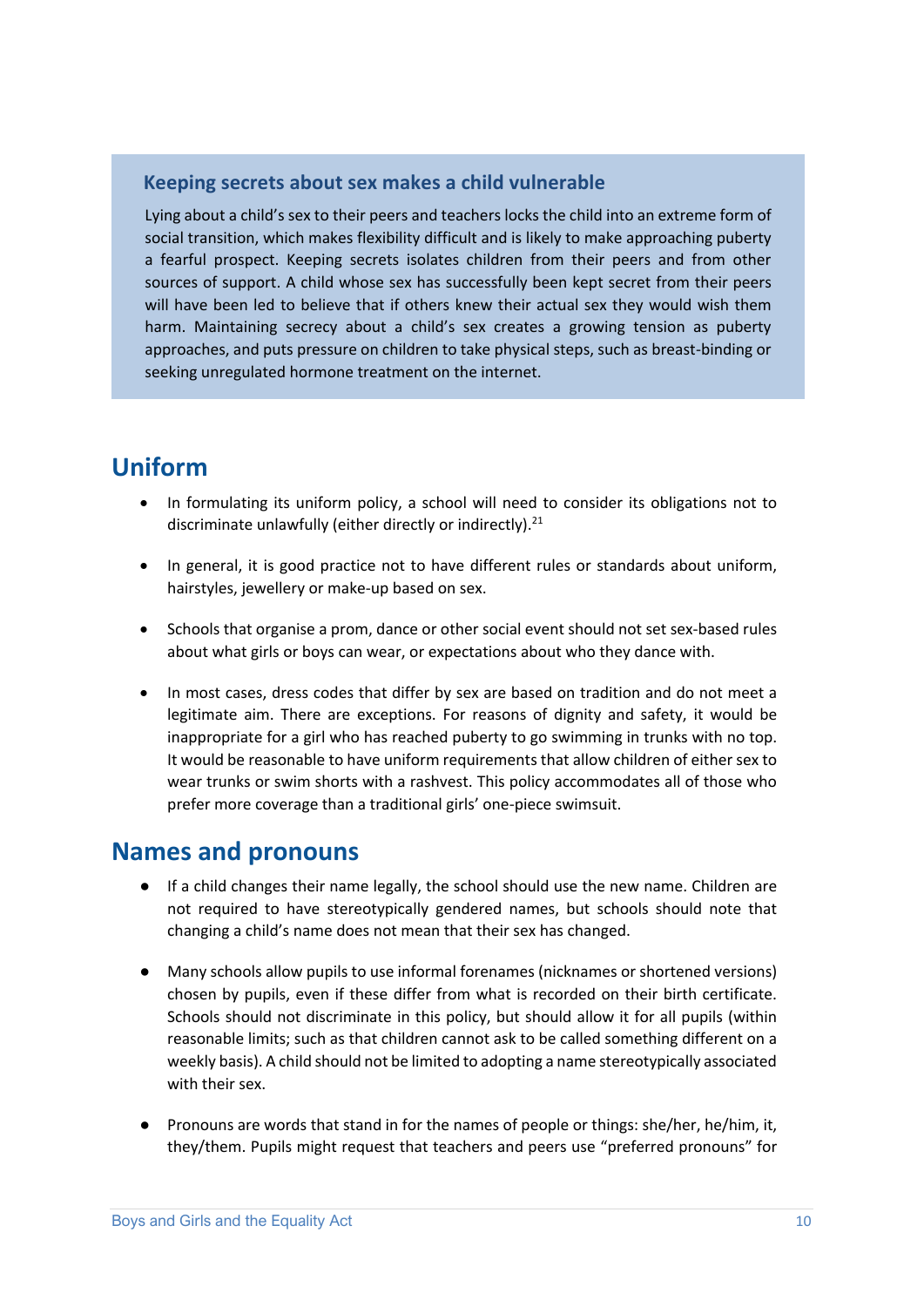### Keeping secrets about sex makes a child vulnerable

Lying about a child's sex to their peers and teachers locks the child into an extreme form of social transition, which makes flexibility difficult and is likely to make approaching puberty a fearful prospect. Keeping secrets isolates children from their peers and from other sources of support. A child whose sex has successfully been kept secret from their peers will have been led to believe that if others knew their actual sex they would wish them harm. Maintaining secrecy about a child's sex creates a growing tension as puberty approaches, and puts pressure on children to take physical steps, such as breast-binding or seeking unregulated hormone treatment on the internet.

## Uniform

- In formulating its uniform policy, a school will need to consider its obligations not to discriminate unlawfully (either directly or indirectly).[21]
- In general, it is good practice not to have different rules or standards about uniform, hairstyles, jewellery or make-up based on sex.
- Schools that organise a prom, dance or other social event should not set sex-based rules about what girls or boys can wear, or expectations about who they dance with.
- In most cases, dress codes that differ by sex are based on tradition and do not meet a legitimate aim. There are exceptions. For reasons of dignity and safety, it would be inappropriate for a girl who has reached puberty to go swimming in trunks with no top. It would be reasonable to have uniform requirements that allow children of either sex to wear trunks or swim shorts with a rashvest. This policy accommodates all of those who prefer more coverage than a traditional girls' one-piece swimsuit.

## Names and pronouns

- If a child changes their name legally, the school should use the new name. Children are not required to have stereotypically gendered names, but schools should note that changing a child's name does not mean that their sex has changed.
- Many schools allow pupils to use informal forenames (nicknames or shortened versions) chosen by pupils, even if these differ from what is recorded on their birth certificate. Schools should not discriminate in this policy, but should allow it for all pupils (within reasonable limits; such as that children cannot ask to be called something different on a weekly basis). A child should not be limited to adopting a name stereotypically associated with their sex.
- Pronouns are words that stand in for the names of people or things: she/her, he/him, it, they/them. Pupils might request that teachers and peers use "preferred pronouns" for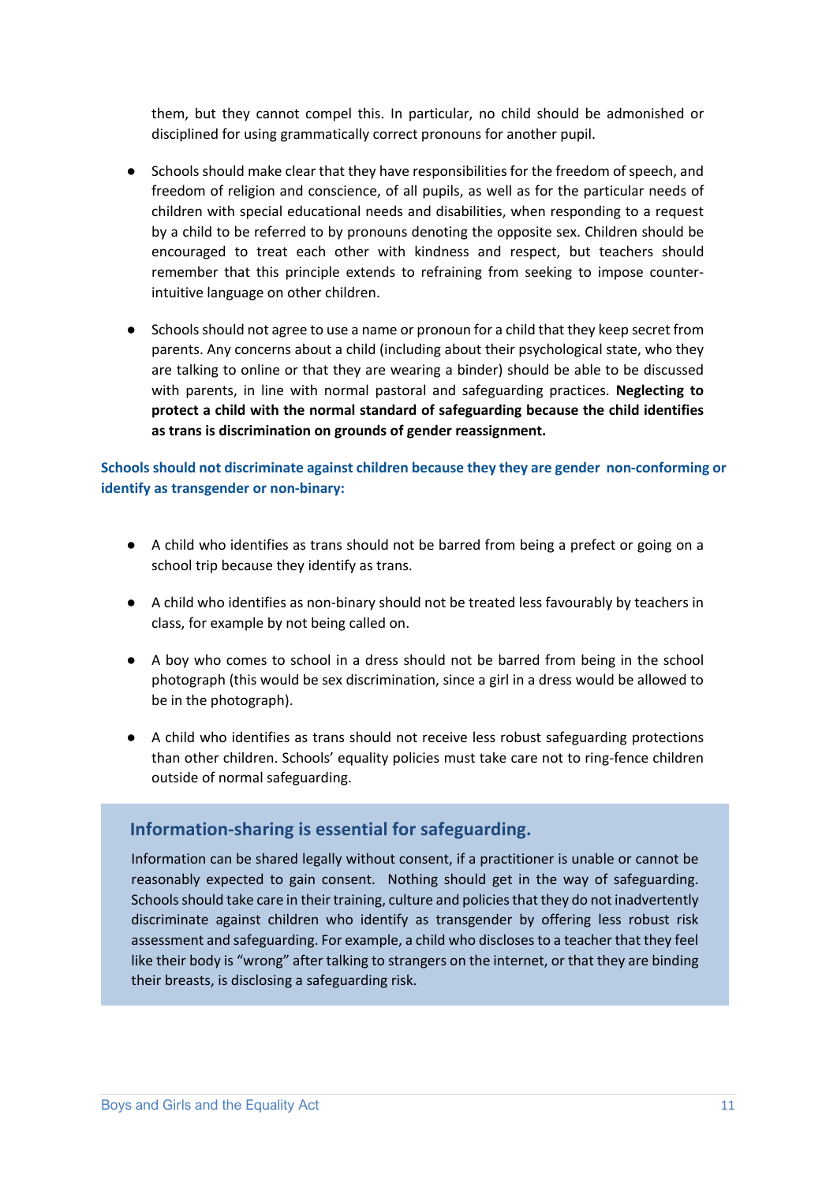them, but they cannot compel this. In particular, no child should be admonished or disciplined for using grammatically correct pronouns for another pupil.

- Schools should make clear that they have responsibilities for the freedom of speech, and freedom of religion and conscience, of all pupils, as well as for the particular needs of children with special educational needs and disabilities, when responding to a request by a child to be referred to by pronouns denoting the opposite sex. Children should be encouraged to treat each other with kindness and respect, but teachers should remember that this principle extends to refraining from seeking to impose counter-intuitive language on other children.

- Schools should not agree to use a name or pronoun for a child that they keep secret from parents. Any concerns about a child (including about their psychological state, who they are talking to online or that they are wearing a binder) should be able to be discussed with parents, in line with normal pastoral and safeguarding practices. **Neglecting to protect a child with the normal standard of safeguarding because the child identifies as trans is discrimination on grounds of gender reassignment.**

**Schools should not discriminate against children because they they are gender non-conforming or identify as transgender or non-binary:**

- A child who identifies as trans should not be barred from being a prefect or going on a school trip because they identify as trans.

- A child who identifies as non-binary should not be treated less favourably by teachers in class, for example by not being called on.

- A boy who comes to school in a dress should not be barred from being in the school photograph (this would be sex discrimination, since a girl in a dress would be allowed to be in the photograph).

- A child who identifies as trans should not receive less robust safeguarding protections than other children. Schools' equality policies must take care not to ring-fence children outside of normal safeguarding.

## Information-sharing is essential for safeguarding.

Information can be shared legally without consent, if a practitioner is unable or cannot be reasonably expected to gain consent. Nothing should get in the way of safeguarding. Schools should take care in their training, culture and policies that they do not inadvertently discriminate against children who identify as transgender by offering less robust risk assessment and safeguarding. For example, a child who discloses to a teacher that they feel like their body is "wrong" after talking to strangers on the internet, or that they are binding their breasts, is disclosing a safeguarding risk.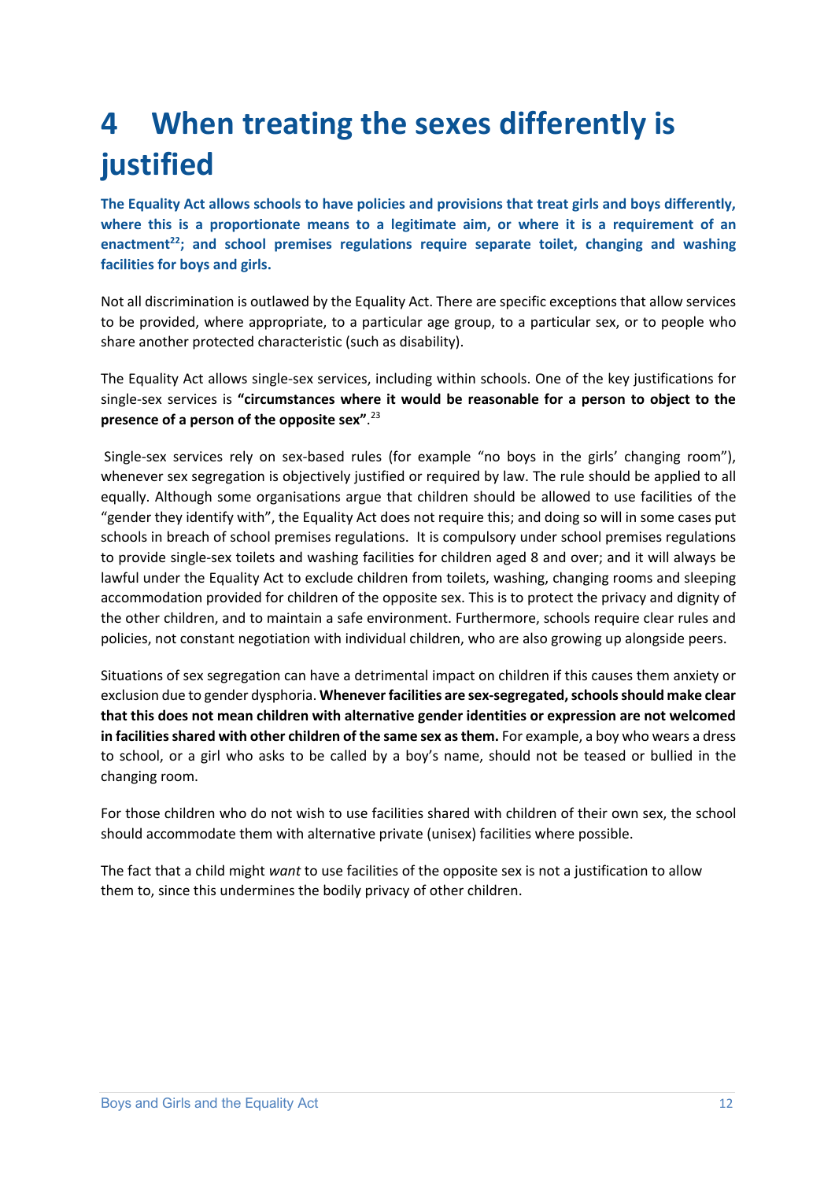# 4 When treating the sexes differently is justified

**The Equality Act allows schools to have policies and provisions that treat girls and boys differently, where this is a proportionate means to a legitimate aim, or where it is a requirement of an enactment[22]; and school premises regulations require separate toilet, changing and washing facilities for boys and girls.**

Not all discrimination is outlawed by the Equality Act. There are specific exceptions that allow services to be provided, where appropriate, to a particular age group, to a particular sex, or to people who share another protected characteristic (such as disability).

The Equality Act allows single-sex services, including within schools. One of the key justifications for single-sex services is **"circumstances where it would be reasonable for a person to object to the presence of a person of the opposite sex"**.[23]

Single-sex services rely on sex-based rules (for example "no boys in the girls' changing room"), whenever sex segregation is objectively justified or required by law. The rule should be applied to all equally. Although some organisations argue that children should be allowed to use facilities of the "gender they identify with", the Equality Act does not require this; and doing so will in some cases put schools in breach of school premises regulations. It is compulsory under school premises regulations to provide single-sex toilets and washing facilities for children aged 8 and over; and it will always be lawful under the Equality Act to exclude children from toilets, washing, changing rooms and sleeping accommodation provided for children of the opposite sex. This is to protect the privacy and dignity of the other children, and to maintain a safe environment. Furthermore, schools require clear rules and policies, not constant negotiation with individual children, who are also growing up alongside peers.

Situations of sex segregation can have a detrimental impact on children if this causes them anxiety or exclusion due to gender dysphoria. **Whenever facilities are sex-segregated, schools should make clear that this does not mean children with alternative gender identities or expression are not welcomed in facilities shared with other children of the same sex as them.** For example, a boy who wears a dress to school, or a girl who asks to be called by a boy's name, should not be teased or bullied in the changing room.

For those children who do not wish to use facilities shared with children of their own sex, the school should accommodate them with alternative private (unisex) facilities where possible.

The fact that a child might *want* to use facilities of the opposite sex is not a justification to allow them to, since this undermines the bodily privacy of other children.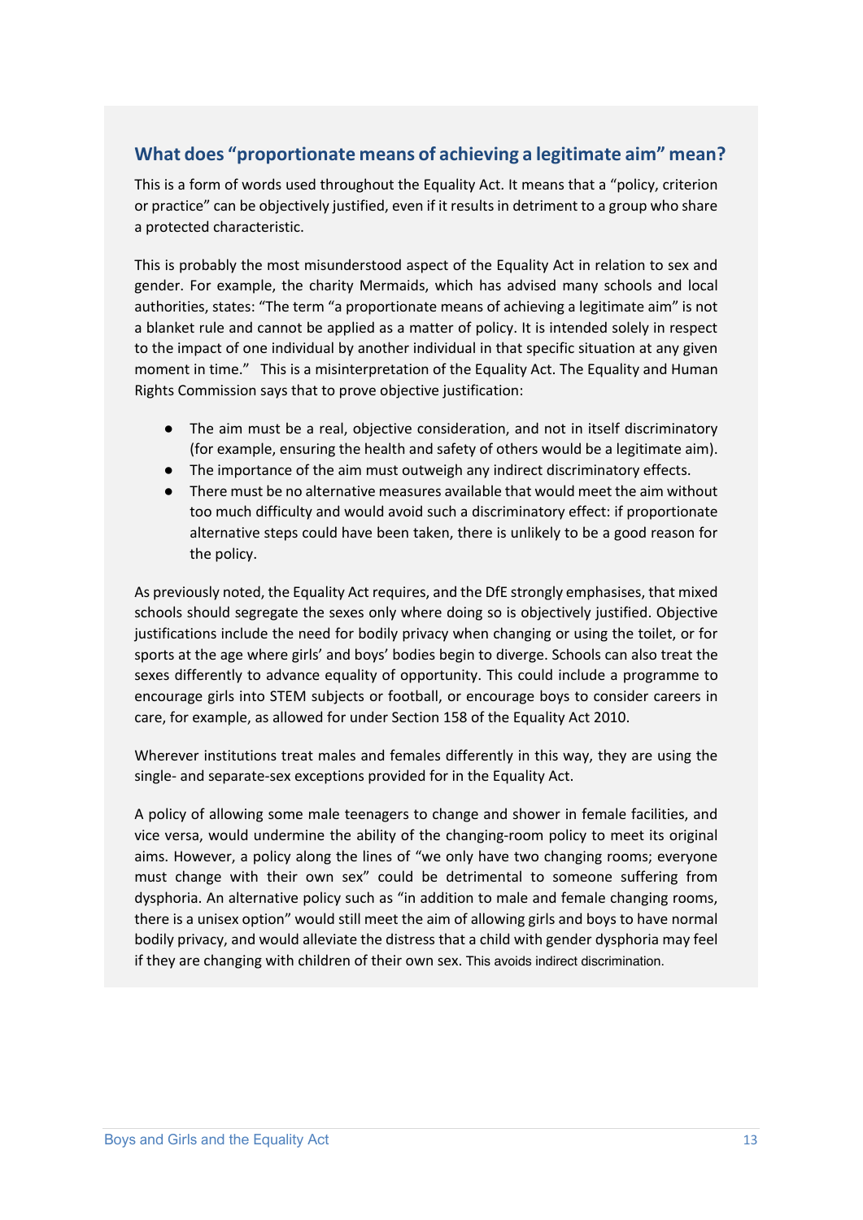## What does "proportionate means of achieving a legitimate aim" mean?

This is a form of words used throughout the Equality Act. It means that a "policy, criterion or practice" can be objectively justified, even if it results in detriment to a group who share a protected characteristic.

This is probably the most misunderstood aspect of the Equality Act in relation to sex and gender. For example, the charity Mermaids, which has advised many schools and local authorities, states: "The term "a proportionate means of achieving a legitimate aim" is not a blanket rule and cannot be applied as a matter of policy. It is intended solely in respect to the impact of one individual by another individual in that specific situation at any given moment in time." This is a misinterpretation of the Equality Act. The Equality and Human Rights Commission says that to prove objective justification:

- The aim must be a real, objective consideration, and not in itself discriminatory (for example, ensuring the health and safety of others would be a legitimate aim).
- The importance of the aim must outweigh any indirect discriminatory effects.
- There must be no alternative measures available that would meet the aim without too much difficulty and would avoid such a discriminatory effect: if proportionate alternative steps could have been taken, there is unlikely to be a good reason for the policy.

As previously noted, the Equality Act requires, and the DfE strongly emphasises, that mixed schools should segregate the sexes only where doing so is objectively justified. Objective justifications include the need for bodily privacy when changing or using the toilet, or for sports at the age where girls' and boys' bodies begin to diverge. Schools can also treat the sexes differently to advance equality of opportunity. This could include a programme to encourage girls into STEM subjects or football, or encourage boys to consider careers in care, for example, as allowed for under Section 158 of the Equality Act 2010.

Wherever institutions treat males and females differently in this way, they are using the single- and separate-sex exceptions provided for in the Equality Act.

A policy of allowing some male teenagers to change and shower in female facilities, and vice versa, would undermine the ability of the changing-room policy to meet its original aims. However, a policy along the lines of "we only have two changing rooms; everyone must change with their own sex" could be detrimental to someone suffering from dysphoria. An alternative policy such as "in addition to male and female changing rooms, there is a unisex option" would still meet the aim of allowing girls and boys to have normal bodily privacy, and would alleviate the distress that a child with gender dysphoria may feel if they are changing with children of their own sex. This avoids indirect discrimination.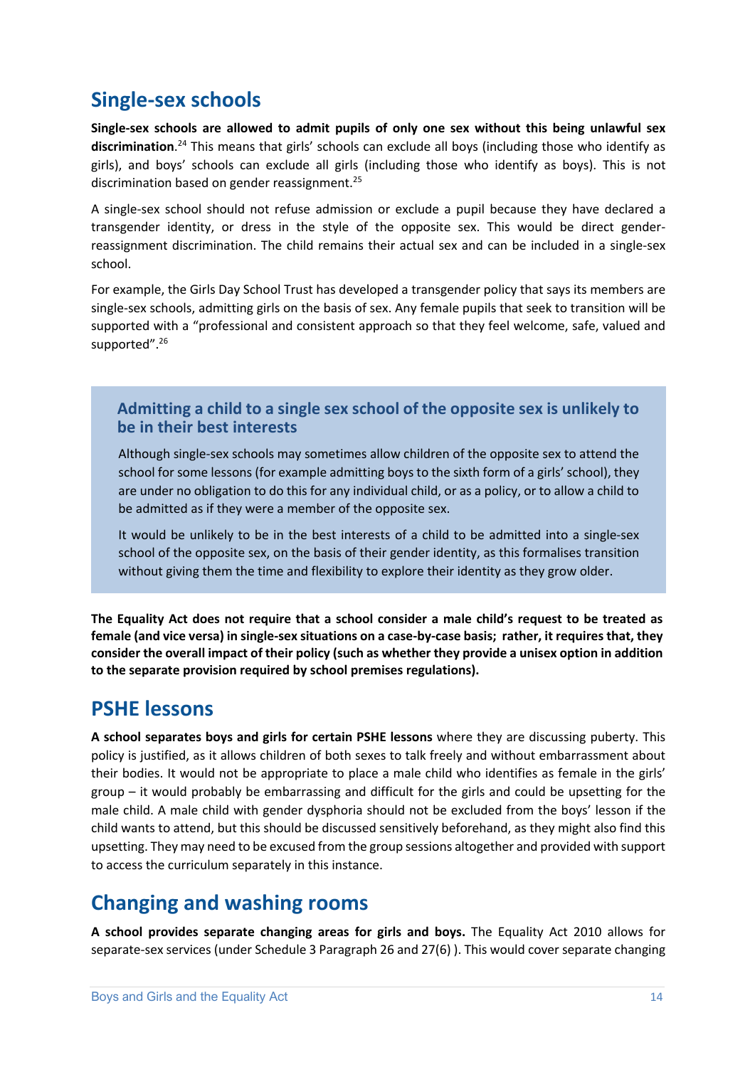## Single-sex schools

**Single-sex schools are allowed to admit pupils of only one sex without this being unlawful sex discrimination**.[24] This means that girls' schools can exclude all boys (including those who identify as girls), and boys' schools can exclude all girls (including those who identify as boys). This is not discrimination based on gender reassignment.[25]

A single-sex school should not refuse admission or exclude a pupil because they have declared a transgender identity, or dress in the style of the opposite sex. This would be direct gender-reassignment discrimination. The child remains their actual sex and can be included in a single-sex school.

For example, the Girls Day School Trust has developed a transgender policy that says its members are single-sex schools, admitting girls on the basis of sex. Any female pupils that seek to transition will be supported with a "professional and consistent approach so that they feel welcome, safe, valued and supported".[26]

### Admitting a child to a single sex school of the opposite sex is unlikely to be in their best interests

Although single-sex schools may sometimes allow children of the opposite sex to attend the school for some lessons (for example admitting boys to the sixth form of a girls' school), they are under no obligation to do this for any individual child, or as a policy, or to allow a child to be admitted as if they were a member of the opposite sex.

It would be unlikely to be in the best interests of a child to be admitted into a single-sex school of the opposite sex, on the basis of their gender identity, as this formalises transition without giving them the time and flexibility to explore their identity as they grow older.

**The Equality Act does not require that a school consider a male child's request to be treated as female (and vice versa) in single-sex situations on a case-by-case basis; rather, it requires that, they consider the overall impact of their policy (such as whether they provide a unisex option in addition to the separate provision required by school premises regulations).**

## PSHE lessons

**A school separates boys and girls for certain PSHE lessons** where they are discussing puberty. This policy is justified, as it allows children of both sexes to talk freely and without embarrassment about their bodies. It would not be appropriate to place a male child who identifies as female in the girls' group – it would probably be embarrassing and difficult for the girls and could be upsetting for the male child. A male child with gender dysphoria should not be excluded from the boys' lesson if the child wants to attend, but this should be discussed sensitively beforehand, as they might also find this upsetting. They may need to be excused from the group sessions altogether and provided with support to access the curriculum separately in this instance.

## Changing and washing rooms

**A school provides separate changing areas for girls and boys.** The Equality Act 2010 allows for separate-sex services (under Schedule 3 Paragraph 26 and 27(6) ). This would cover separate changing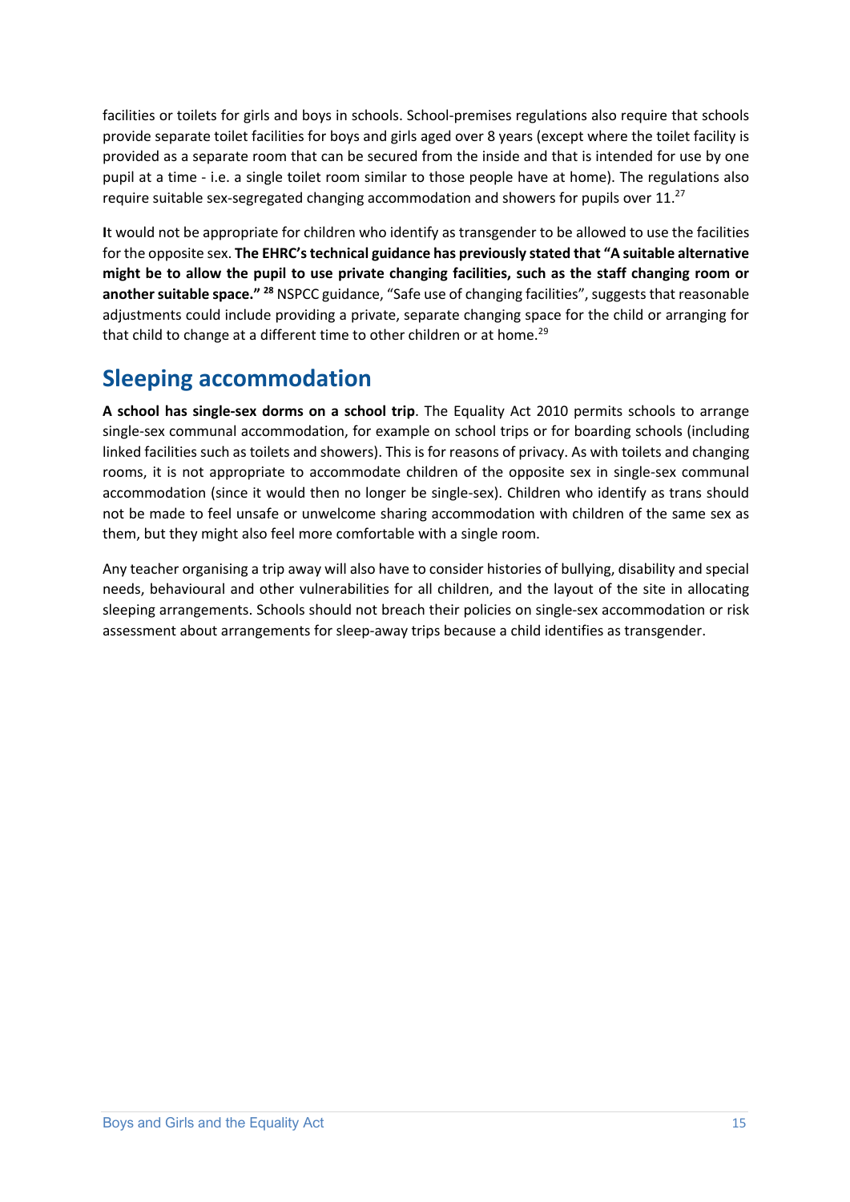facilities or toilets for girls and boys in schools. School-premises regulations also require that schools provide separate toilet facilities for boys and girls aged over 8 years (except where the toilet facility is provided as a separate room that can be secured from the inside and that is intended for use by one pupil at a time - i.e. a single toilet room similar to those people have at home). The regulations also require suitable sex-segregated changing accommodation and showers for pupils over 11.[27]

**I**t would not be appropriate for children who identify as transgender to be allowed to use the facilities for the opposite sex. **The EHRC's technical guidance has previously stated that "A suitable alternative might be to allow the pupil to use private changing facilities, such as the staff changing room or another suitable space."** [28] NSPCC guidance, "Safe use of changing facilities", suggests that reasonable adjustments could include providing a private, separate changing space for the child or arranging for that child to change at a different time to other children or at home.[29]

## Sleeping accommodation

**A school has single-sex dorms on a school trip**. The Equality Act 2010 permits schools to arrange single-sex communal accommodation, for example on school trips or for boarding schools (including linked facilities such as toilets and showers). This is for reasons of privacy. As with toilets and changing rooms, it is not appropriate to accommodate children of the opposite sex in single-sex communal accommodation (since it would then no longer be single-sex). Children who identify as trans should not be made to feel unsafe or unwelcome sharing accommodation with children of the same sex as them, but they might also feel more comfortable with a single room.

Any teacher organising a trip away will also have to consider histories of bullying, disability and special needs, behavioural and other vulnerabilities for all children, and the layout of the site in allocating sleeping arrangements. Schools should not breach their policies on single-sex accommodation or risk assessment about arrangements for sleep-away trips because a child identifies as transgender.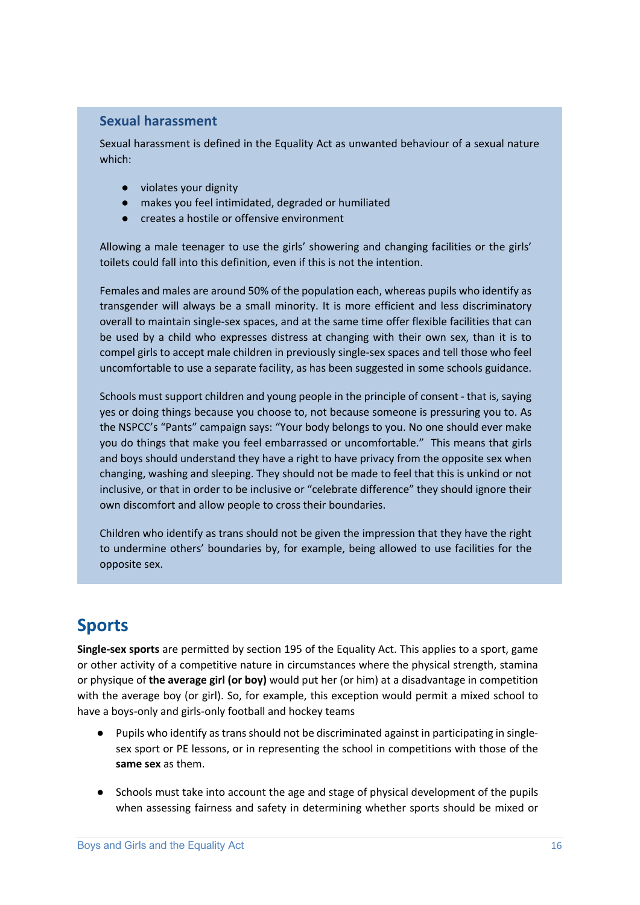### Sexual harassment

Sexual harassment is defined in the Equality Act as unwanted behaviour of a sexual nature which:

- violates your dignity
- makes you feel intimidated, degraded or humiliated
- creates a hostile or offensive environment

Allowing a male teenager to use the girls' showering and changing facilities or the girls' toilets could fall into this definition, even if this is not the intention.

Females and males are around 50% of the population each, whereas pupils who identify as transgender will always be a small minority. It is more efficient and less discriminatory overall to maintain single-sex spaces, and at the same time offer flexible facilities that can be used by a child who expresses distress at changing with their own sex, than it is to compel girls to accept male children in previously single-sex spaces and tell those who feel uncomfortable to use a separate facility, as has been suggested in some schools guidance.

Schools must support children and young people in the principle of consent - that is, saying yes or doing things because you choose to, not because someone is pressuring you to. As the NSPCC's "Pants" campaign says: "Your body belongs to you. No one should ever make you do things that make you feel embarrassed or uncomfortable." This means that girls and boys should understand they have a right to have privacy from the opposite sex when changing, washing and sleeping. They should not be made to feel that this is unkind or not inclusive, or that in order to be inclusive or "celebrate difference" they should ignore their own discomfort and allow people to cross their boundaries.

Children who identify as trans should not be given the impression that they have the right to undermine others' boundaries by, for example, being allowed to use facilities for the opposite sex.

## Sports

**Single-sex sports** are permitted by section 195 of the Equality Act. This applies to a sport, game or other activity of a competitive nature in circumstances where the physical strength, stamina or physique of **the average girl (or boy)** would put her (or him) at a disadvantage in competition with the average boy (or girl). So, for example, this exception would permit a mixed school to have a boys-only and girls-only football and hockey teams

- Pupils who identify as trans should not be discriminated against in participating in single-sex sport or PE lessons, or in representing the school in competitions with those of the **same sex** as them.

- Schools must take into account the age and stage of physical development of the pupils when assessing fairness and safety in determining whether sports should be mixed or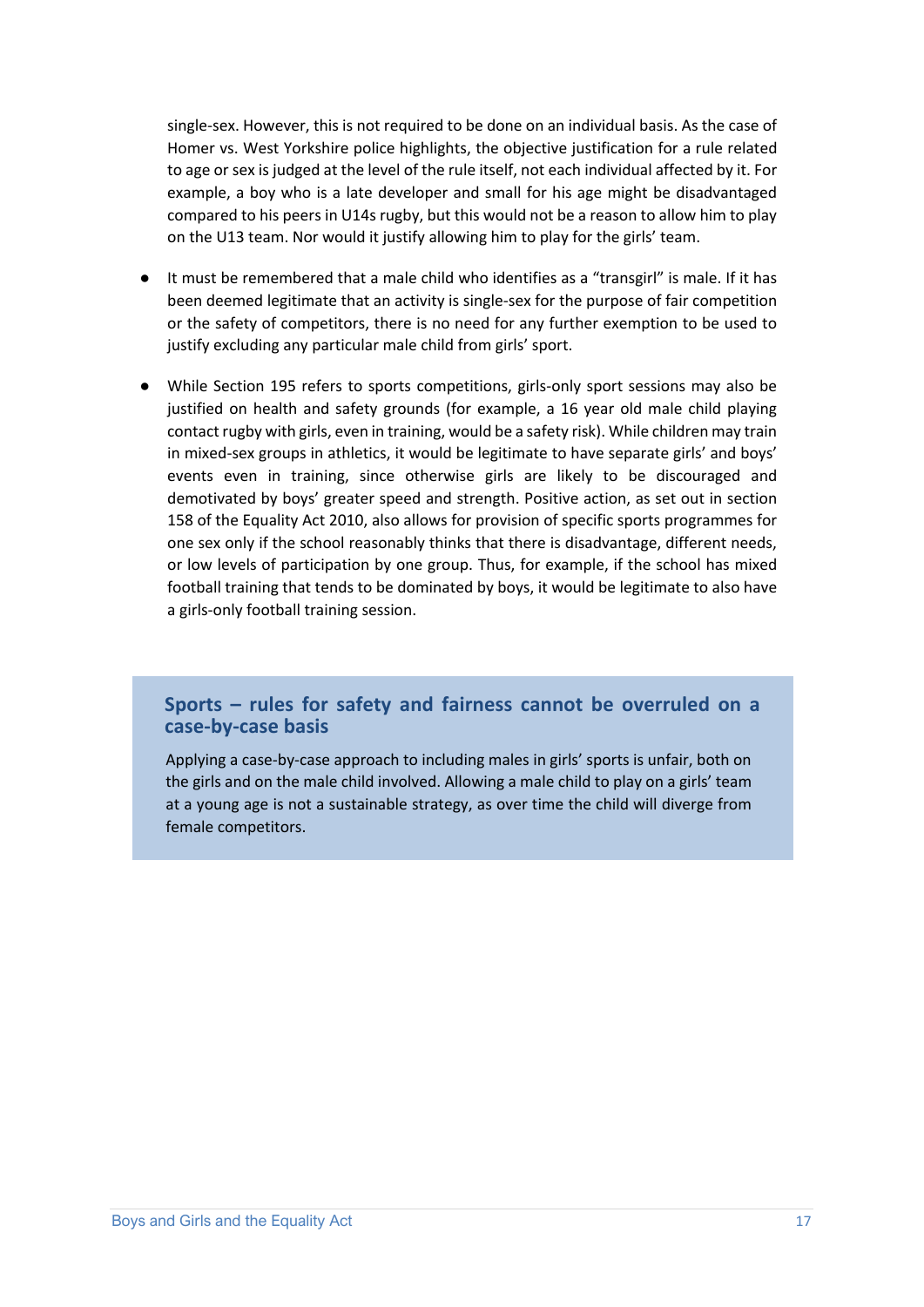single-sex. However, this is not required to be done on an individual basis. As the case of Homer vs. West Yorkshire police highlights, the objective justification for a rule related to age or sex is judged at the level of the rule itself, not each individual affected by it. For example, a boy who is a late developer and small for his age might be disadvantaged compared to his peers in U14s rugby, but this would not be a reason to allow him to play on the U13 team. Nor would it justify allowing him to play for the girls' team.

- It must be remembered that a male child who identifies as a "transgirl" is male. If it has been deemed legitimate that an activity is single-sex for the purpose of fair competition or the safety of competitors, there is no need for any further exemption to be used to justify excluding any particular male child from girls' sport.

- While Section 195 refers to sports competitions, girls-only sport sessions may also be justified on health and safety grounds (for example, a 16 year old male child playing contact rugby with girls, even in training, would be a safety risk). While children may train in mixed-sex groups in athletics, it would be legitimate to have separate girls' and boys' events even in training, since otherwise girls are likely to be discouraged and demotivated by boys' greater speed and strength. Positive action, as set out in section 158 of the Equality Act 2010, also allows for provision of specific sports programmes for one sex only if the school reasonably thinks that there is disadvantage, different needs, or low levels of participation by one group. Thus, for example, if the school has mixed football training that tends to be dominated by boys, it would be legitimate to also have a girls-only football training session.

### Sports – rules for safety and fairness cannot be overruled on a case-by-case basis

Applying a case-by-case approach to including males in girls' sports is unfair, both on the girls and on the male child involved. Allowing a male child to play on a girls' team at a young age is not a sustainable strategy, as over time the child will diverge from female competitors.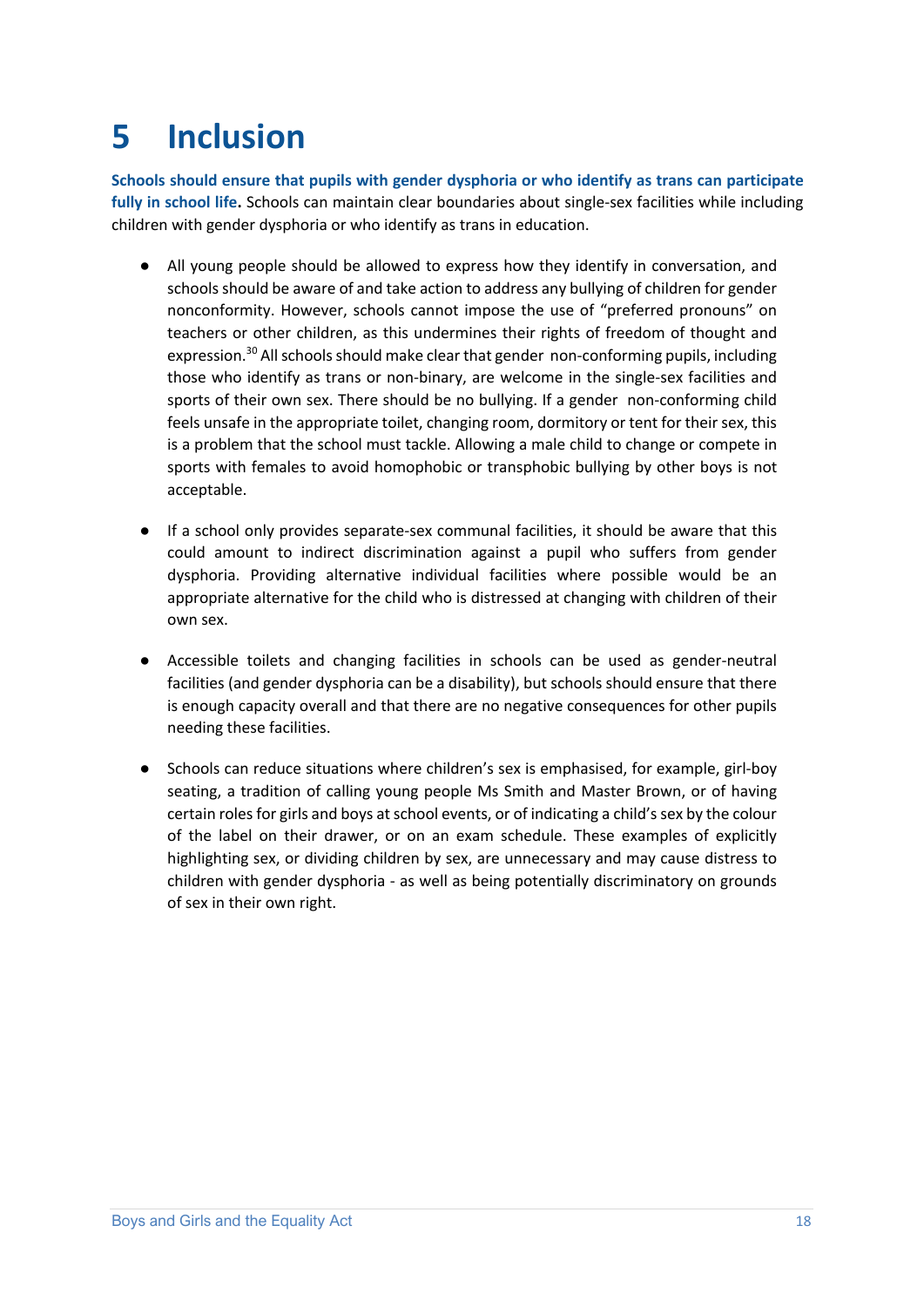# 5 Inclusion

**Schools should ensure that pupils with gender dysphoria or who identify as trans can participate fully in school life.** Schools can maintain clear boundaries about single-sex facilities while including children with gender dysphoria or who identify as trans in education.

- All young people should be allowed to express how they identify in conversation, and schools should be aware of and take action to address any bullying of children for gender nonconformity. However, schools cannot impose the use of "preferred pronouns" on teachers or other children, as this undermines their rights of freedom of thought and expression.[30] All schools should make clear that gender non-conforming pupils, including those who identify as trans or non-binary, are welcome in the single-sex facilities and sports of their own sex. There should be no bullying. If a gender non-conforming child feels unsafe in the appropriate toilet, changing room, dormitory or tent for their sex, this is a problem that the school must tackle. Allowing a male child to change or compete in sports with females to avoid homophobic or transphobic bullying by other boys is not acceptable.

- If a school only provides separate-sex communal facilities, it should be aware that this could amount to indirect discrimination against a pupil who suffers from gender dysphoria. Providing alternative individual facilities where possible would be an appropriate alternative for the child who is distressed at changing with children of their own sex.

- Accessible toilets and changing facilities in schools can be used as gender-neutral facilities (and gender dysphoria can be a disability), but schools should ensure that there is enough capacity overall and that there are no negative consequences for other pupils needing these facilities.

- Schools can reduce situations where children's sex is emphasised, for example, girl-boy seating, a tradition of calling young people Ms Smith and Master Brown, or of having certain roles for girls and boys at school events, or of indicating a child's sex by the colour of the label on their drawer, or on an exam schedule. These examples of explicitly highlighting sex, or dividing children by sex, are unnecessary and may cause distress to children with gender dysphoria - as well as being potentially discriminatory on grounds of sex in their own right.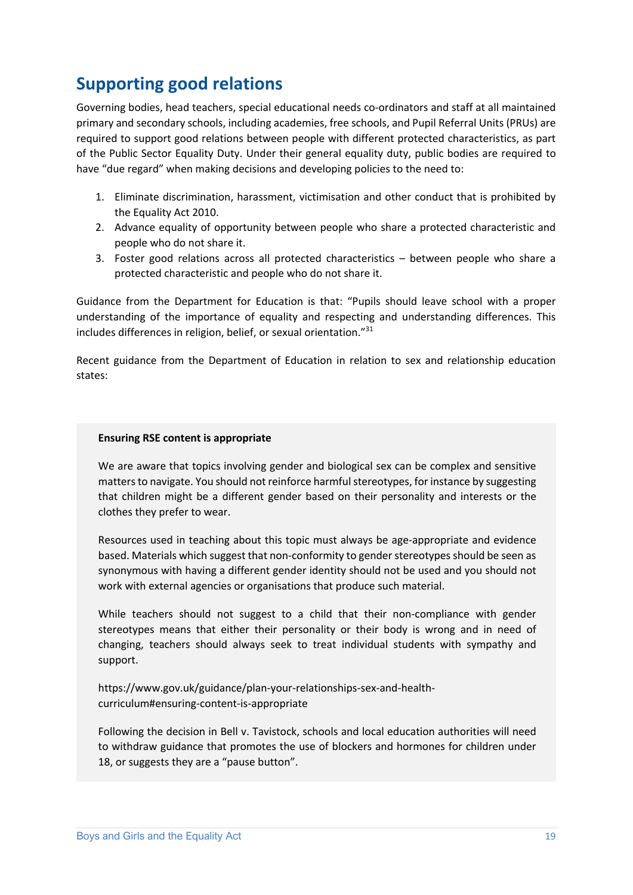## Supporting good relations

Governing bodies, head teachers, special educational needs co-ordinators and staff at all maintained primary and secondary schools, including academies, free schools, and Pupil Referral Units (PRUs) are required to support good relations between people with different protected characteristics, as part of the Public Sector Equality Duty. Under their general equality duty, public bodies are required to have "due regard" when making decisions and developing policies to the need to:

1. Eliminate discrimination, harassment, victimisation and other conduct that is prohibited by the Equality Act 2010.
2. Advance equality of opportunity between people who share a protected characteristic and people who do not share it.
3. Foster good relations across all protected characteristics – between people who share a protected characteristic and people who do not share it.

Guidance from the Department for Education is that: "Pupils should leave school with a proper understanding of the importance of equality and respecting and understanding differences. This includes differences in religion, belief, or sexual orientation."[31]

Recent guidance from the Department of Education in relation to sex and relationship education states:

> **Ensuring RSE content is appropriate**
>
> We are aware that topics involving gender and biological sex can be complex and sensitive matters to navigate. You should not reinforce harmful stereotypes, for instance by suggesting that children might be a different gender based on their personality and interests or the clothes they prefer to wear.
>
> Resources used in teaching about this topic must always be age-appropriate and evidence based. Materials which suggest that non-conformity to gender stereotypes should be seen as synonymous with having a different gender identity should not be used and you should not work with external agencies or organisations that produce such material.
>
> While teachers should not suggest to a child that their non-compliance with gender stereotypes means that either their personality or their body is wrong and in need of changing, teachers should always seek to treat individual students with sympathy and support.
>
> https://www.gov.uk/guidance/plan-your-relationships-sex-and-health-curriculum#ensuring-content-is-appropriate
>
> Following the decision in Bell v. Tavistock, schools and local education authorities will need to withdraw guidance that promotes the use of blockers and hormones for children under 18, or suggests they are a "pause button".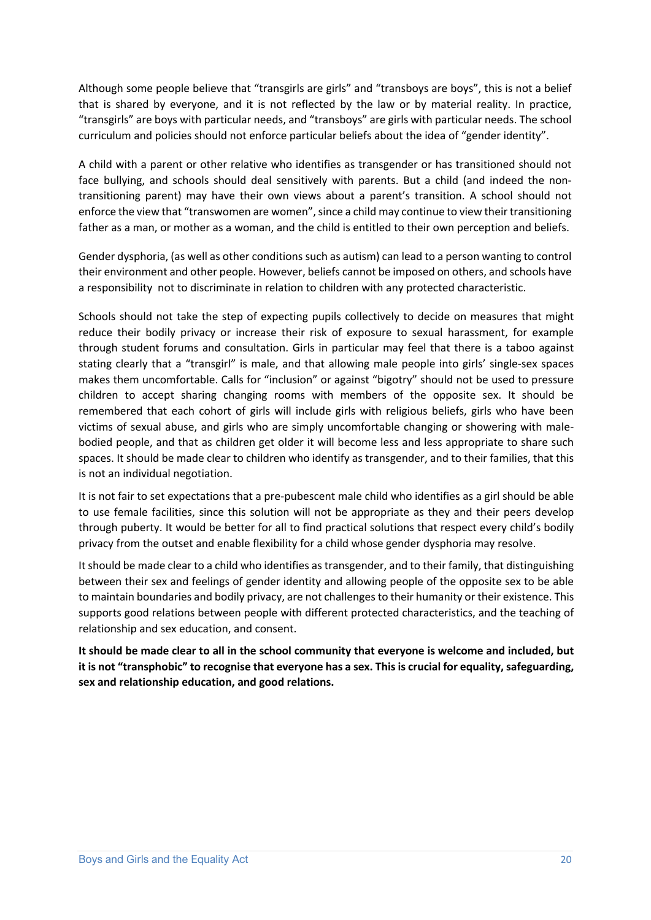Although some people believe that "transgirls are girls" and "transboys are boys", this is not a belief that is shared by everyone, and it is not reflected by the law or by material reality. In practice, "transgirls" are boys with particular needs, and "transboys" are girls with particular needs. The school curriculum and policies should not enforce particular beliefs about the idea of "gender identity".

A child with a parent or other relative who identifies as transgender or has transitioned should not face bullying, and schools should deal sensitively with parents. But a child (and indeed the non-transitioning parent) may have their own views about a parent's transition. A school should not enforce the view that "transwomen are women", since a child may continue to view their transitioning father as a man, or mother as a woman, and the child is entitled to their own perception and beliefs.

Gender dysphoria, (as well as other conditions such as autism) can lead to a person wanting to control their environment and other people. However, beliefs cannot be imposed on others, and schools have a responsibility not to discriminate in relation to children with any protected characteristic.

Schools should not take the step of expecting pupils collectively to decide on measures that might reduce their bodily privacy or increase their risk of exposure to sexual harassment, for example through student forums and consultation. Girls in particular may feel that there is a taboo against stating clearly that a "transgirl" is male, and that allowing male people into girls' single-sex spaces makes them uncomfortable. Calls for "inclusion" or against "bigotry" should not be used to pressure children to accept sharing changing rooms with members of the opposite sex. It should be remembered that each cohort of girls will include girls with religious beliefs, girls who have been victims of sexual abuse, and girls who are simply uncomfortable changing or showering with male-bodied people, and that as children get older it will become less and less appropriate to share such spaces. It should be made clear to children who identify as transgender, and to their families, that this is not an individual negotiation.

It is not fair to set expectations that a pre-pubescent male child who identifies as a girl should be able to use female facilities, since this solution will not be appropriate as they and their peers develop through puberty. It would be better for all to find practical solutions that respect every child's bodily privacy from the outset and enable flexibility for a child whose gender dysphoria may resolve.

It should be made clear to a child who identifies as transgender, and to their family, that distinguishing between their sex and feelings of gender identity and allowing people of the opposite sex to be able to maintain boundaries and bodily privacy, are not challenges to their humanity or their existence. This supports good relations between people with different protected characteristics, and the teaching of relationship and sex education, and consent.

**It should be made clear to all in the school community that everyone is welcome and included, but it is not "transphobic" to recognise that everyone has a sex. This is crucial for equality, safeguarding, sex and relationship education, and good relations.**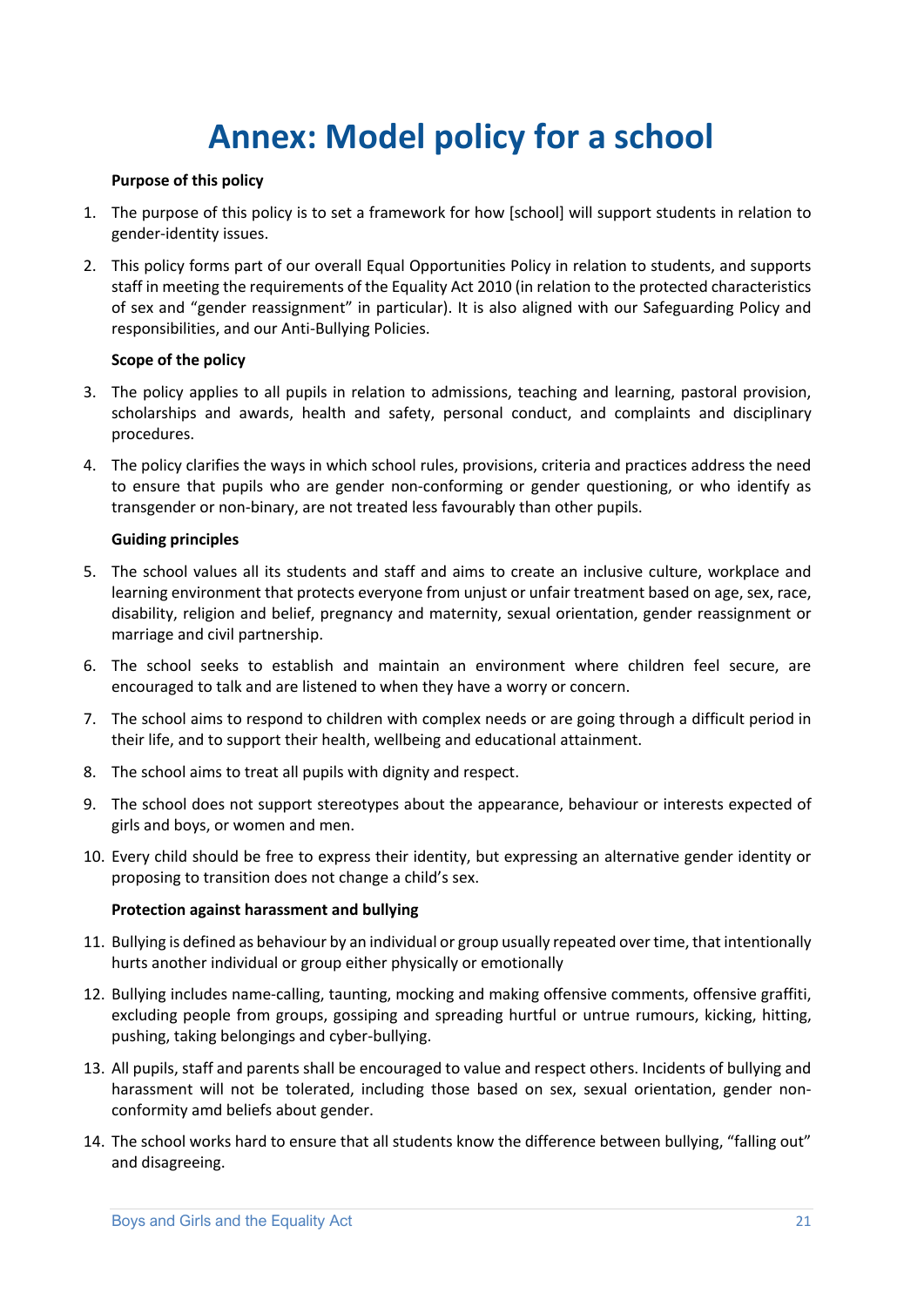# Annex: Model policy for a school

**Purpose of this policy**

1. The purpose of this policy is to set a framework for how [school] will support students in relation to gender-identity issues.
2. This policy forms part of our overall Equal Opportunities Policy in relation to students, and supports staff in meeting the requirements of the Equality Act 2010 (in relation to the protected characteristics of sex and "gender reassignment" in particular). It is also aligned with our Safeguarding Policy and responsibilities, and our Anti-Bullying Policies.

**Scope of the policy**

3. The policy applies to all pupils in relation to admissions, teaching and learning, pastoral provision, scholarships and awards, health and safety, personal conduct, and complaints and disciplinary procedures.
4. The policy clarifies the ways in which school rules, provisions, criteria and practices address the need to ensure that pupils who are gender non-conforming or gender questioning, or who identify as transgender or non-binary, are not treated less favourably than other pupils.

**Guiding principles**

5. The school values all its students and staff and aims to create an inclusive culture, workplace and learning environment that protects everyone from unjust or unfair treatment based on age, sex, race, disability, religion and belief, pregnancy and maternity, sexual orientation, gender reassignment or marriage and civil partnership.
6. The school seeks to establish and maintain an environment where children feel secure, are encouraged to talk and are listened to when they have a worry or concern.
7. The school aims to respond to children with complex needs or are going through a difficult period in their life, and to support their health, wellbeing and educational attainment.
8. The school aims to treat all pupils with dignity and respect.
9. The school does not support stereotypes about the appearance, behaviour or interests expected of girls and boys, or women and men.
10. Every child should be free to express their identity, but expressing an alternative gender identity or proposing to transition does not change a child's sex.

**Protection against harassment and bullying**

11. Bullying is defined as behaviour by an individual or group usually repeated over time, that intentionally hurts another individual or group either physically or emotionally
12. Bullying includes name-calling, taunting, mocking and making offensive comments, offensive graffiti, excluding people from groups, gossiping and spreading hurtful or untrue rumours, kicking, hitting, pushing, taking belongings and cyber-bullying.
13. All pupils, staff and parents shall be encouraged to value and respect others. Incidents of bullying and harassment will not be tolerated, including those based on sex, sexual orientation, gender non-conformity amd beliefs about gender.
14. The school works hard to ensure that all students know the difference between bullying, "falling out" and disagreeing.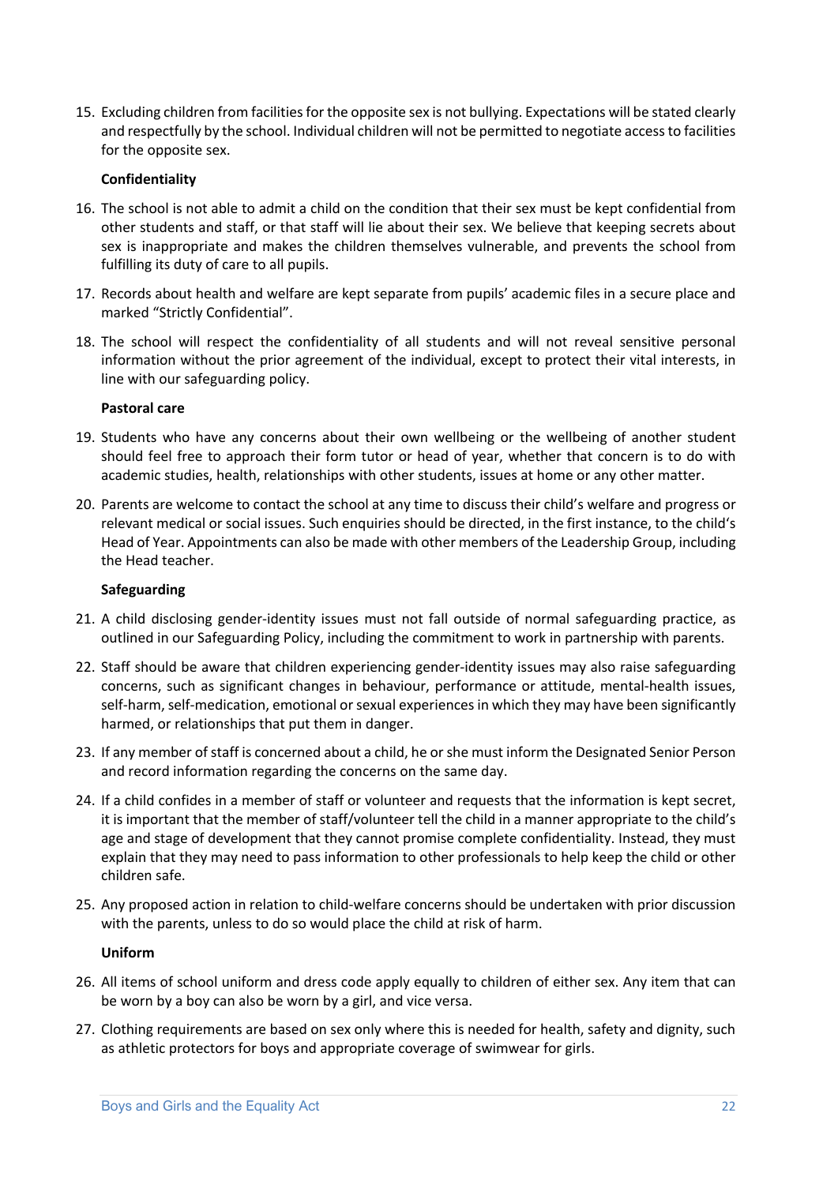15. Excluding children from facilities for the opposite sex is not bullying. Expectations will be stated clearly and respectfully by the school. Individual children will not be permitted to negotiate access to facilities for the opposite sex.

**Confidentiality**

16. The school is not able to admit a child on the condition that their sex must be kept confidential from other students and staff, or that staff will lie about their sex. We believe that keeping secrets about sex is inappropriate and makes the children themselves vulnerable, and prevents the school from fulfilling its duty of care to all pupils.
17. Records about health and welfare are kept separate from pupils' academic files in a secure place and marked "Strictly Confidential".
18. The school will respect the confidentiality of all students and will not reveal sensitive personal information without the prior agreement of the individual, except to protect their vital interests, in line with our safeguarding policy.

**Pastoral care**

19. Students who have any concerns about their own wellbeing or the wellbeing of another student should feel free to approach their form tutor or head of year, whether that concern is to do with academic studies, health, relationships with other students, issues at home or any other matter.
20. Parents are welcome to contact the school at any time to discuss their child's welfare and progress or relevant medical or social issues. Such enquiries should be directed, in the first instance, to the child's Head of Year. Appointments can also be made with other members of the Leadership Group, including the Head teacher.

**Safeguarding**

21. A child disclosing gender-identity issues must not fall outside of normal safeguarding practice, as outlined in our Safeguarding Policy, including the commitment to work in partnership with parents.
22. Staff should be aware that children experiencing gender-identity issues may also raise safeguarding concerns, such as significant changes in behaviour, performance or attitude, mental-health issues, self-harm, self-medication, emotional or sexual experiences in which they may have been significantly harmed, or relationships that put them in danger.
23. If any member of staff is concerned about a child, he or she must inform the Designated Senior Person and record information regarding the concerns on the same day.
24. If a child confides in a member of staff or volunteer and requests that the information is kept secret, it is important that the member of staff/volunteer tell the child in a manner appropriate to the child's age and stage of development that they cannot promise complete confidentiality. Instead, they must explain that they may need to pass information to other professionals to help keep the child or other children safe.
25. Any proposed action in relation to child-welfare concerns should be undertaken with prior discussion with the parents, unless to do so would place the child at risk of harm.

**Uniform**

26. All items of school uniform and dress code apply equally to children of either sex. Any item that can be worn by a boy can also be worn by a girl, and vice versa.
27. Clothing requirements are based on sex only where this is needed for health, safety and dignity, such as athletic protectors for boys and appropriate coverage of swimwear for girls.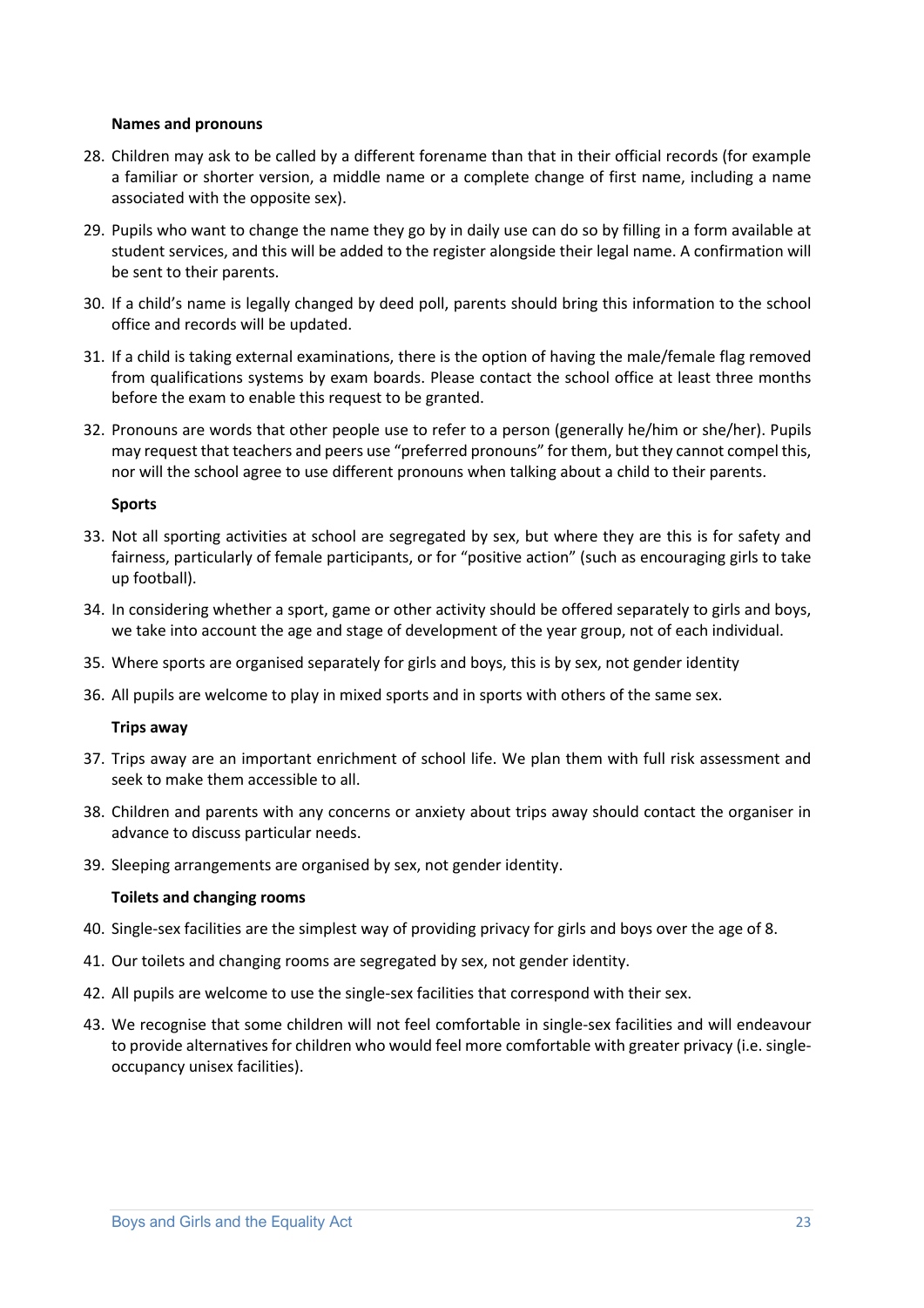**Names and pronouns**

28. Children may ask to be called by a different forename than that in their official records (for example a familiar or shorter version, a middle name or a complete change of first name, including a name associated with the opposite sex).
29. Pupils who want to change the name they go by in daily use can do so by filling in a form available at student services, and this will be added to the register alongside their legal name. A confirmation will be sent to their parents.
30. If a child's name is legally changed by deed poll, parents should bring this information to the school office and records will be updated.
31. If a child is taking external examinations, there is the option of having the male/female flag removed from qualifications systems by exam boards. Please contact the school office at least three months before the exam to enable this request to be granted.
32. Pronouns are words that other people use to refer to a person (generally he/him or she/her). Pupils may request that teachers and peers use "preferred pronouns" for them, but they cannot compel this, nor will the school agree to use different pronouns when talking about a child to their parents.

**Sports**

33. Not all sporting activities at school are segregated by sex, but where they are this is for safety and fairness, particularly of female participants, or for "positive action" (such as encouraging girls to take up football).
34. In considering whether a sport, game or other activity should be offered separately to girls and boys, we take into account the age and stage of development of the year group, not of each individual.
35. Where sports are organised separately for girls and boys, this is by sex, not gender identity
36. All pupils are welcome to play in mixed sports and in sports with others of the same sex.

**Trips away**

37. Trips away are an important enrichment of school life. We plan them with full risk assessment and seek to make them accessible to all.
38. Children and parents with any concerns or anxiety about trips away should contact the organiser in advance to discuss particular needs.
39. Sleeping arrangements are organised by sex, not gender identity.

**Toilets and changing rooms**

40. Single-sex facilities are the simplest way of providing privacy for girls and boys over the age of 8.
41. Our toilets and changing rooms are segregated by sex, not gender identity.
42. All pupils are welcome to use the single-sex facilities that correspond with their sex.
43. We recognise that some children will not feel comfortable in single-sex facilities and will endeavour to provide alternatives for children who would feel more comfortable with greater privacy (i.e. single-occupancy unisex facilities).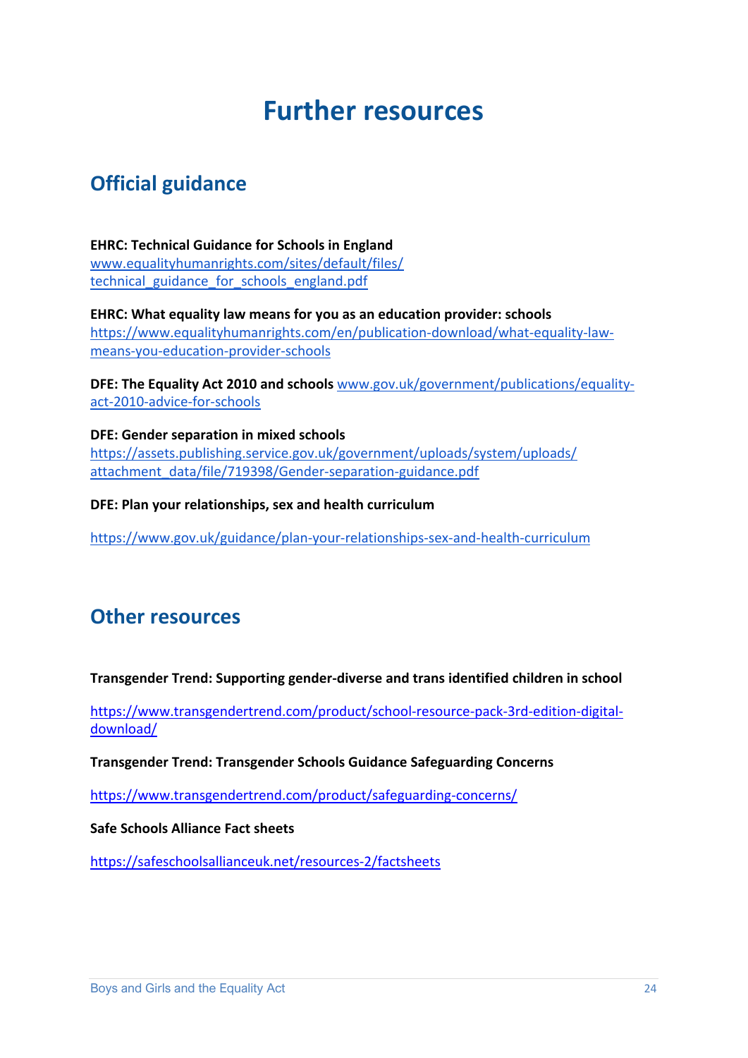# Further resources

## Official guidance

**EHRC: Technical Guidance for Schools in England**
[www.equalityhumanrights.com/sites/default/files/technical_guidance_for_schools_england.pdf](www.equalityhumanrights.com/sites/default/files/technical_guidance_for_schools_england.pdf)

**EHRC: What equality law means for you as an education provider: schools**
[https://www.equalityhumanrights.com/en/publication-download/what-equality-law-means-you-education-provider-schools](https://www.equalityhumanrights.com/en/publication-download/what-equality-law-means-you-education-provider-schools)

**DFE: The Equality Act 2010 and schools** [www.gov.uk/government/publications/equality-act-2010-advice-for-schools](www.gov.uk/government/publications/equality-act-2010-advice-for-schools)

**DFE: Gender separation in mixed schools**
[https://assets.publishing.service.gov.uk/government/uploads/system/uploads/attachment_data/file/719398/Gender-separation-guidance.pdf](https://assets.publishing.service.gov.uk/government/uploads/system/uploads/attachment_data/file/719398/Gender-separation-guidance.pdf)

**DFE: Plan your relationships, sex and health curriculum**

[https://www.gov.uk/guidance/plan-your-relationships-sex-and-health-curriculum](https://www.gov.uk/guidance/plan-your-relationships-sex-and-health-curriculum)

## Other resources

**Transgender Trend: Supporting gender-diverse and trans identified children in school**

[https://www.transgendertrend.com/product/school-resource-pack-3rd-edition-digital-download/](https://www.transgendertrend.com/product/school-resource-pack-3rd-edition-digital-download/)

**Transgender Trend: Transgender Schools Guidance Safeguarding Concerns**

[https://www.transgendertrend.com/product/safeguarding-concerns/](https://www.transgendertrend.com/product/safeguarding-concerns/)

**Safe Schools Alliance Fact sheets**

[https://safeschoolsallianceuk.net/resources-2/factsheets](https://safeschoolsallianceuk.net/resources-2/factsheets)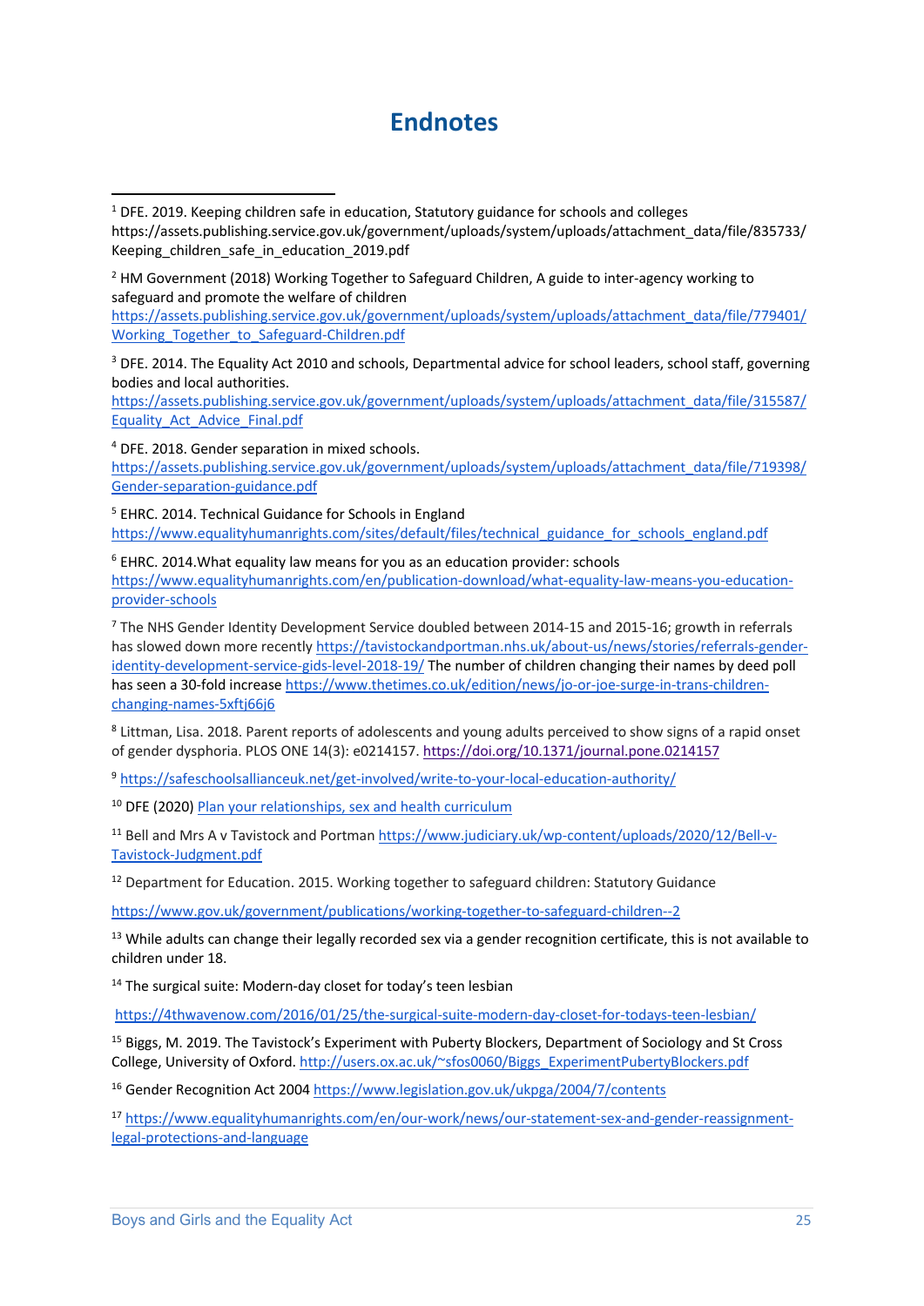# Endnotes

[1] DFE. 2019. Keeping children safe in education, Statutory guidance for schools and colleges https://assets.publishing.service.gov.uk/government/uploads/system/uploads/attachment_data/file/835733/Keeping_children_safe_in_education_2019.pdf

[2] HM Government (2018) Working Together to Safeguard Children, A guide to inter-agency working to safeguard and promote the welfare of children https://assets.publishing.service.gov.uk/government/uploads/system/uploads/attachment_data/file/779401/Working_Together_to_Safeguard-Children.pdf

[3] DFE. 2014. The Equality Act 2010 and schools, Departmental advice for school leaders, school staff, governing bodies and local authorities. https://assets.publishing.service.gov.uk/government/uploads/system/uploads/attachment_data/file/315587/Equality_Act_Advice_Final.pdf

[4] DFE. 2018. Gender separation in mixed schools. https://assets.publishing.service.gov.uk/government/uploads/system/uploads/attachment_data/file/719398/Gender-separation-guidance.pdf

[5] EHRC. 2014. Technical Guidance for Schools in England https://www.equalityhumanrights.com/sites/default/files/technical_guidance_for_schools_england.pdf

[6] EHRC. 2014.What equality law means for you as an education provider: schools https://www.equalityhumanrights.com/en/publication-download/what-equality-law-means-you-education-provider-schools

[7] The NHS Gender Identity Development Service doubled between 2014-15 and 2015-16; growth in referrals has slowed down more recently https://tavistockandportman.nhs.uk/about-us/news/stories/referrals-gender-identity-development-service-gids-level-2018-19/ The number of children changing their names by deed poll has seen a 30-fold increase https://www.thetimes.co.uk/edition/news/jo-or-joe-surge-in-trans-children-changing-names-5xftj66j6

[8] Littman, Lisa. 2018. Parent reports of adolescents and young adults perceived to show signs of a rapid onset of gender dysphoria. PLOS ONE 14(3): e0214157. https://doi.org/10.1371/journal.pone.0214157

[9] https://safeschoolsallianceuk.net/get-involved/write-to-your-local-education-authority/

[10] DFE (2020) Plan your relationships, sex and health curriculum

[11] Bell and Mrs A v Tavistock and Portman https://www.judiciary.uk/wp-content/uploads/2020/12/Bell-v-Tavistock-Judgment.pdf

[12] Department for Education. 2015. Working together to safeguard children: Statutory Guidance

https://www.gov.uk/government/publications/working-together-to-safeguard-children--2

[13] While adults can change their legally recorded sex via a gender recognition certificate, this is not available to children under 18.

[14] The surgical suite: Modern-day closet for today's teen lesbian

https://4thwavenow.com/2016/01/25/the-surgical-suite-modern-day-closet-for-todays-teen-lesbian/

[15] Biggs, M. 2019. The Tavistock's Experiment with Puberty Blockers, Department of Sociology and St Cross College, University of Oxford. http://users.ox.ac.uk/~sfos0060/Biggs_ExperimentPubertyBlockers.pdf

[16] Gender Recognition Act 2004 https://www.legislation.gov.uk/ukpga/2004/7/contents

[17] https://www.equalityhumanrights.com/en/our-work/news/our-statement-sex-and-gender-reassignment-legal-protections-and-language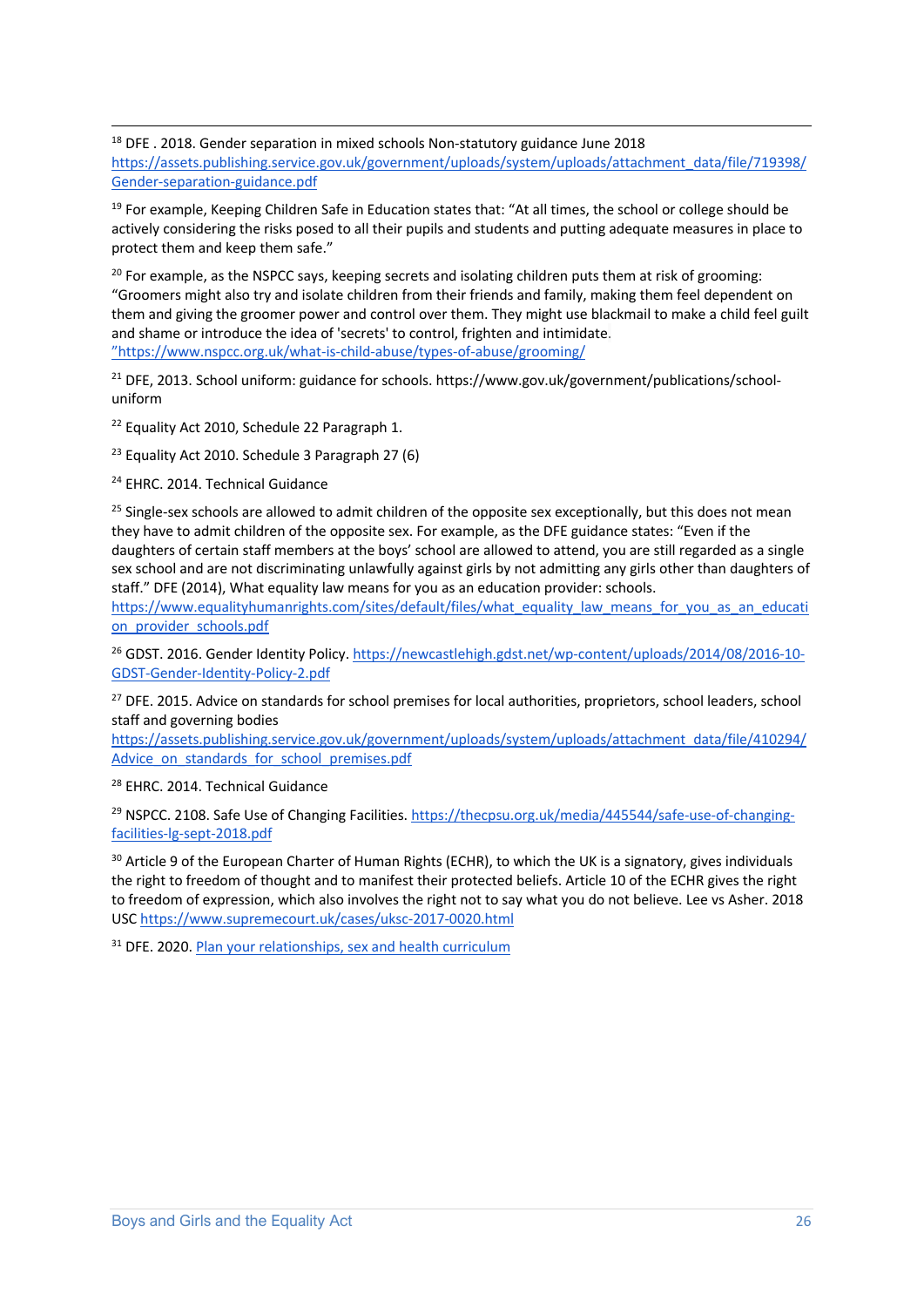[18] DFE . 2018. Gender separation in mixed schools Non-statutory guidance June 2018 https://assets.publishing.service.gov.uk/government/uploads/system/uploads/attachment_data/file/719398/Gender-separation-guidance.pdf

[19] For example, Keeping Children Safe in Education states that: "At all times, the school or college should be actively considering the risks posed to all their pupils and students and putting adequate measures in place to protect them and keep them safe."

[20] For example, as the NSPCC says, keeping secrets and isolating children puts them at risk of grooming: "Groomers might also try and isolate children from their friends and family, making them feel dependent on them and giving the groomer power and control over them. They might use blackmail to make a child feel guilt and shame or introduce the idea of 'secrets' to control, frighten and intimidate. "https://www.nspcc.org.uk/what-is-child-abuse/types-of-abuse/grooming/

[21] DFE, 2013. School uniform: guidance for schools. https://www.gov.uk/government/publications/school-uniform

[22] Equality Act 2010, Schedule 22 Paragraph 1.

[23] Equality Act 2010. Schedule 3 Paragraph 27 (6)

[24] EHRC. 2014. Technical Guidance

[25] Single-sex schools are allowed to admit children of the opposite sex exceptionally, but this does not mean they have to admit children of the opposite sex. For example, as the DFE guidance states: "Even if the daughters of certain staff members at the boys' school are allowed to attend, you are still regarded as a single sex school and are not discriminating unlawfully against girls by not admitting any girls other than daughters of staff." DFE (2014), What equality law means for you as an education provider: schools. https://www.equalityhumanrights.com/sites/default/files/what_equality_law_means_for_you_as_an_education_provider_schools.pdf

[26] GDST. 2016. Gender Identity Policy. https://newcastlehigh.gdst.net/wp-content/uploads/2014/08/2016-10-GDST-Gender-Identity-Policy-2.pdf

[27] DFE. 2015. Advice on standards for school premises for local authorities, proprietors, school leaders, school staff and governing bodies https://assets.publishing.service.gov.uk/government/uploads/system/uploads/attachment_data/file/410294/Advice_on_standards_for_school_premises.pdf

[28] EHRC. 2014. Technical Guidance

[29] NSPCC. 2108. Safe Use of Changing Facilities. https://thecpsu.org.uk/media/445544/safe-use-of-changing-facilities-lg-sept-2018.pdf

[30] Article 9 of the European Charter of Human Rights (ECHR), to which the UK is a signatory, gives individuals the right to freedom of thought and to manifest their protected beliefs. Article 10 of the ECHR gives the right to freedom of expression, which also involves the right not to say what you do not believe. Lee vs Asher. 2018 USC https://www.supremecourt.uk/cases/uksc-2017-0020.html

[31] DFE. 2020. Plan your relationships, sex and health curriculum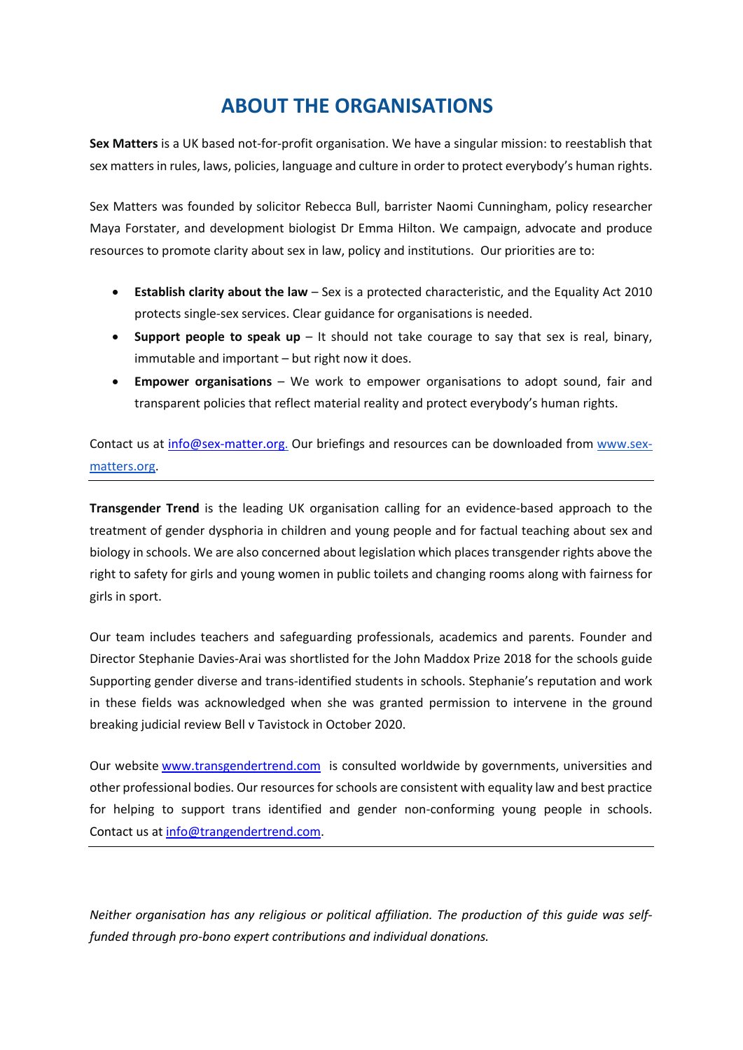# ABOUT THE ORGANISATIONS

**Sex Matters** is a UK based not-for-profit organisation. We have a singular mission: to reestablish that sex matters in rules, laws, policies, language and culture in order to protect everybody's human rights.

Sex Matters was founded by solicitor Rebecca Bull, barrister Naomi Cunningham, policy researcher Maya Forstater, and development biologist Dr Emma Hilton. We campaign, advocate and produce resources to promote clarity about sex in law, policy and institutions. Our priorities are to:

- **Establish clarity about the law** – Sex is a protected characteristic, and the Equality Act 2010 protects single-sex services. Clear guidance for organisations is needed.
- **Support people to speak up** – It should not take courage to say that sex is real, binary, immutable and important – but right now it does.
- **Empower organisations** – We work to empower organisations to adopt sound, fair and transparent policies that reflect material reality and protect everybody's human rights.

Contact us at info@sex-matter.org. Our briefings and resources can be downloaded from www.sex-matters.org.

---

**Transgender Trend** is the leading UK organisation calling for an evidence-based approach to the treatment of gender dysphoria in children and young people and for factual teaching about sex and biology in schools. We are also concerned about legislation which places transgender rights above the right to safety for girls and young women in public toilets and changing rooms along with fairness for girls in sport.

Our team includes teachers and safeguarding professionals, academics and parents. Founder and Director Stephanie Davies-Arai was shortlisted for the John Maddox Prize 2018 for the schools guide Supporting gender diverse and trans-identified students in schools. Stephanie's reputation and work in these fields was acknowledged when she was granted permission to intervene in the ground breaking judicial review Bell v Tavistock in October 2020.

Our website www.transgendertrend.com is consulted worldwide by governments, universities and other professional bodies. Our resources for schools are consistent with equality law and best practice for helping to support trans identified and gender non-conforming young people in schools. Contact us at info@trangendertrend.com.

---

*Neither organisation has any religious or political affiliation. The production of this guide was self-funded through pro-bono expert contributions and individual donations.*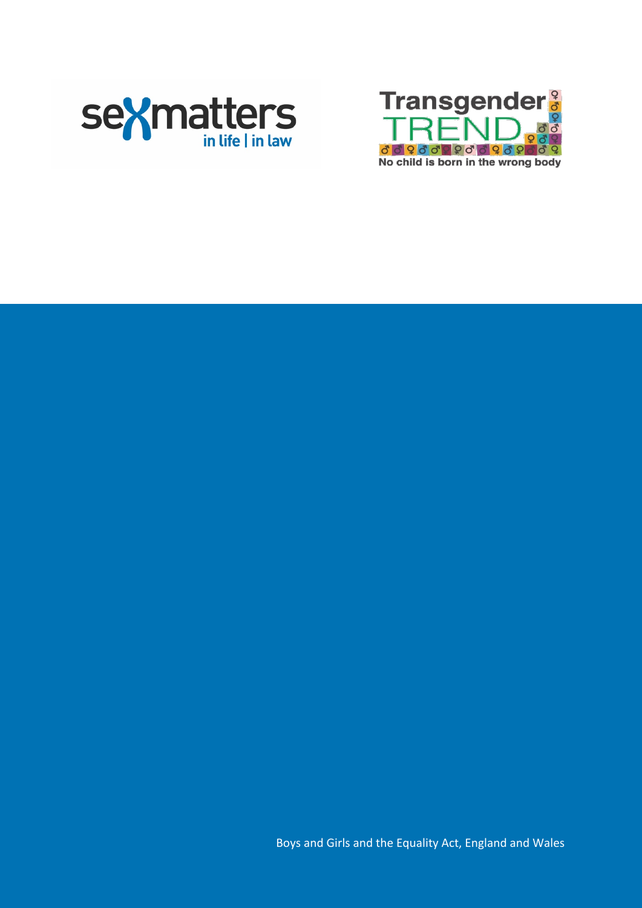sexmatters
in life | in law

Transgender TREND
No child is born in the wrong body

Boys and Girls and the Equality Act, England and Wales